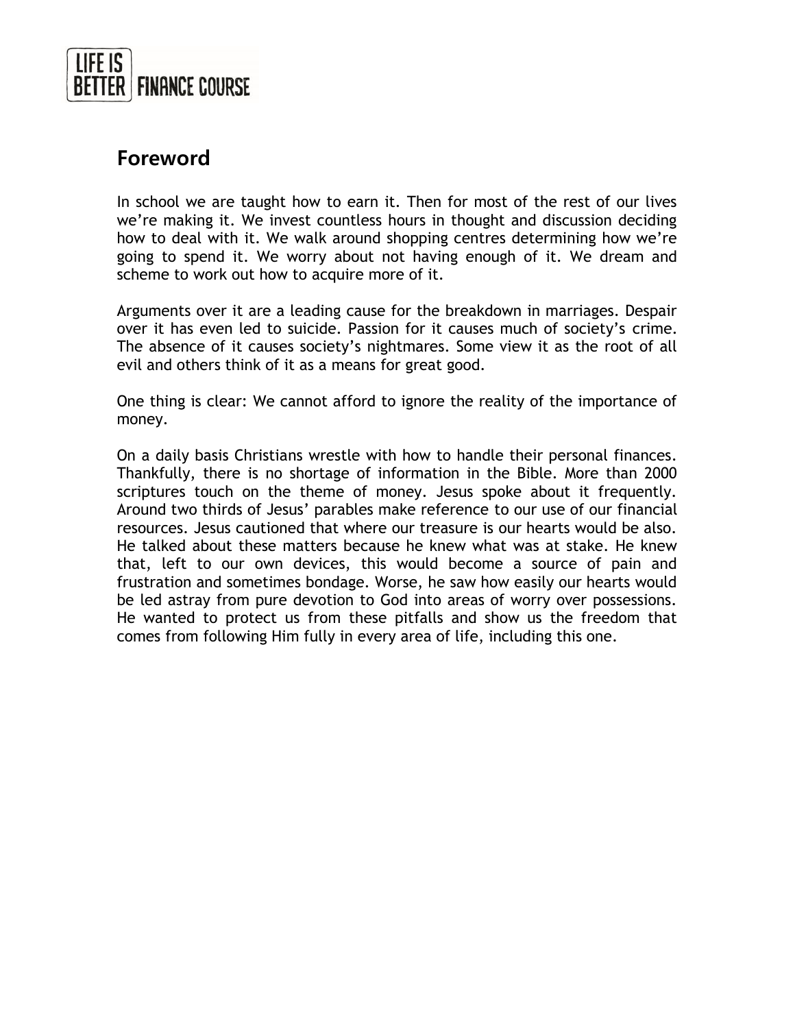## Foreword

In school we are taught how to earn it. Then for most of the rest of our lives we're making it. We invest countless hours in thought and discussion deciding how to deal with it. We walk around shopping centres determining how we're going to spend it. We worry about not having enough of it. We dream and scheme to work out how to acquire more of it.

Arguments over it are a leading cause for the breakdown in marriages. Despair over it has even led to suicide. Passion for it causes much of society's crime. The absence of it causes society's nightmares. Some view it as the root of all evil and others think of it as a means for great good.

One thing is clear: We cannot afford to ignore the reality of the importance of money.

On a daily basis Christians wrestle with how to handle their personal finances. Thankfully, there is no shortage of information in the Bible. More than 2000 scriptures touch on the theme of money. Jesus spoke about it frequently. Around two thirds of Jesus' parables make reference to our use of our financial resources. Jesus cautioned that where our treasure is our hearts would be also. He talked about these matters because he knew what was at stake. He knew that, left to our own devices, this would become a source of pain and frustration and sometimes bondage. Worse, he saw how easily our hearts would be led astray from pure devotion to God into areas of worry over possessions. He wanted to protect us from these pitfalls and show us the freedom that comes from following Him fully in every area of life, including this one.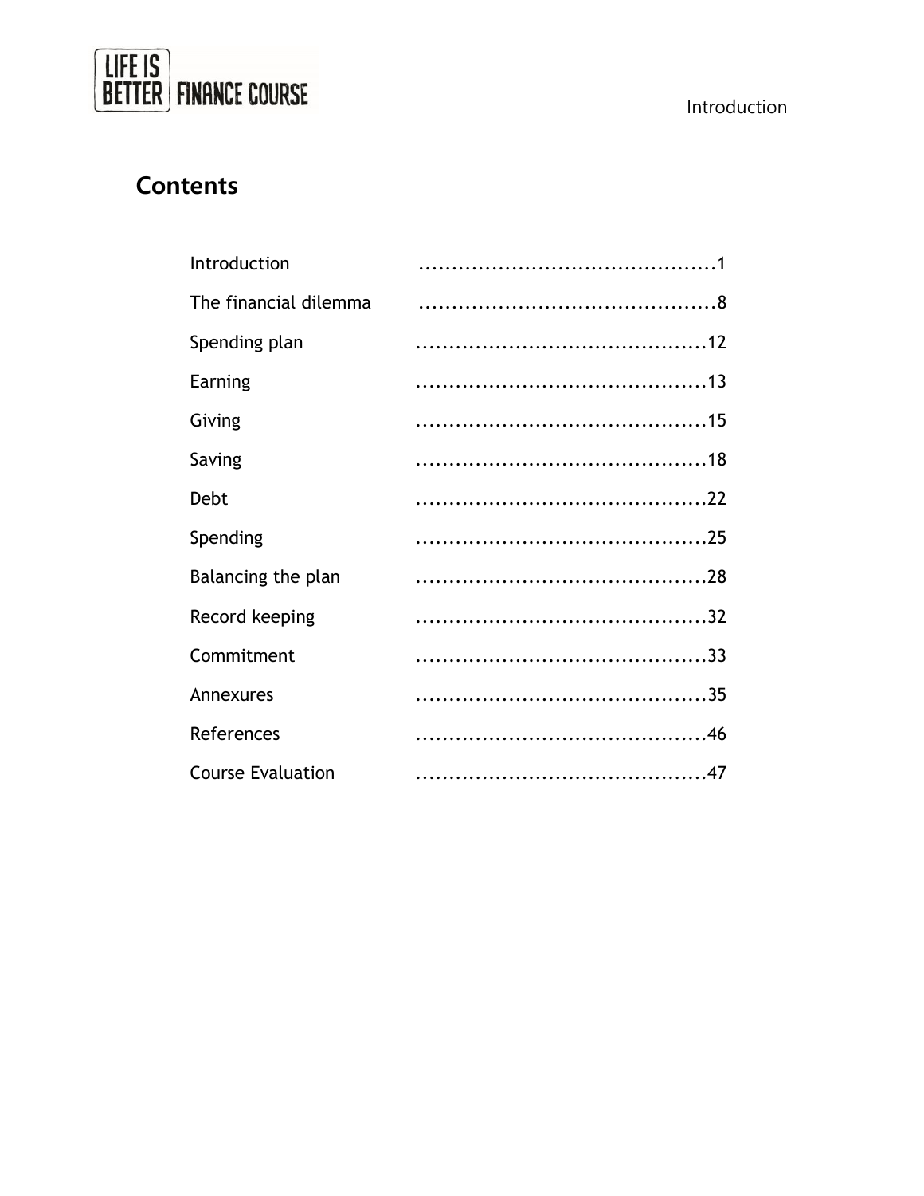## Contents

| | |
|---|---|
| Introduction | 1 |
| The financial dilemma | 8 |
| Spending plan | 12 |
| Earning | 13 |
| Giving | 15 |
| Saving | 18 |
| Debt | 22 |
| Spending | 25 |
| Balancing the plan | 28 |
| Record keeping | 32 |
| Commitment | 33 |
| Annexures | 35 |
| References | 46 |
| Course Evaluation | 47 |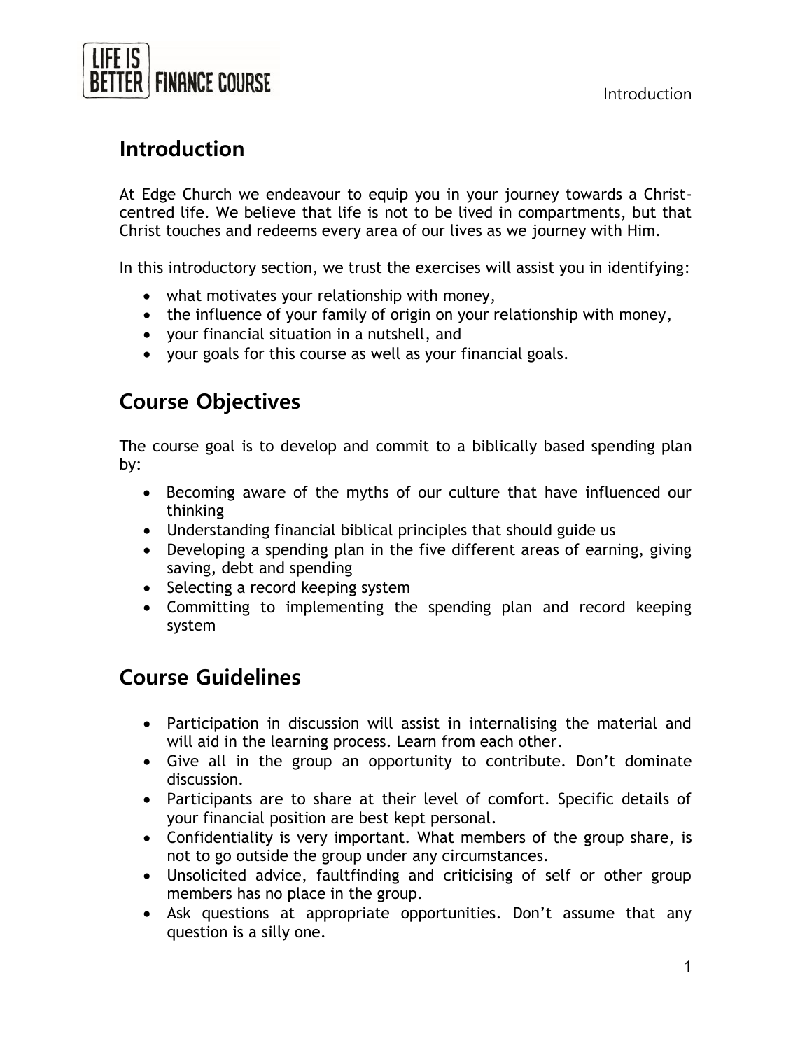## Introduction

At Edge Church we endeavour to equip you in your journey towards a Christ-centred life. We believe that life is not to be lived in compartments, but that Christ touches and redeems every area of our lives as we journey with Him.

In this introductory section, we trust the exercises will assist you in identifying:

- what motivates your relationship with money,
- the influence of your family of origin on your relationship with money,
- your financial situation in a nutshell, and
- your goals for this course as well as your financial goals.

## Course Objectives

The course goal is to develop and commit to a biblically based spending plan by:

- Becoming aware of the myths of our culture that have influenced our thinking
- Understanding financial biblical principles that should guide us
- Developing a spending plan in the five different areas of earning, giving saving, debt and spending
- Selecting a record keeping system
- Committing to implementing the spending plan and record keeping system

## Course Guidelines

- Participation in discussion will assist in internalising the material and will aid in the learning process. Learn from each other.
- Give all in the group an opportunity to contribute. Don't dominate discussion.
- Participants are to share at their level of comfort. Specific details of your financial position are best kept personal.
- Confidentiality is very important. What members of the group share, is not to go outside the group under any circumstances.
- Unsolicited advice, faultfinding and criticising of self or other group members has no place in the group.
- Ask questions at appropriate opportunities. Don't assume that any question is a silly one.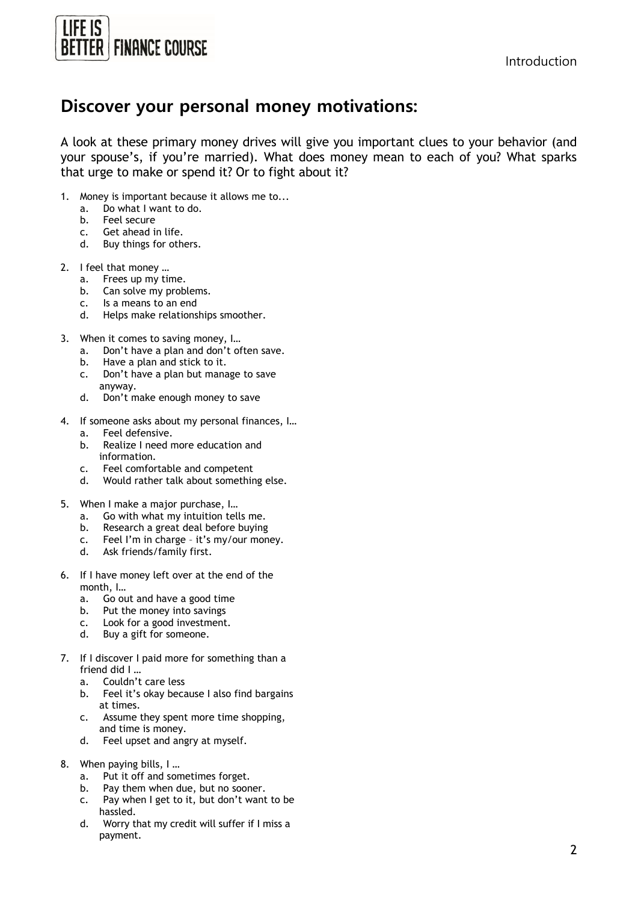## Discover your personal money motivations:

A look at these primary money drives will give you important clues to your behavior (and your spouse's, if you're married). What does money mean to each of you? What sparks that urge to make or spend it? Or to fight about it?

1. Money is important because it allows me to...
   a. Do what I want to do.
   b. Feel secure
   c. Get ahead in life.
   d. Buy things for others.

2. I feel that money …
   a. Frees up my time.
   b. Can solve my problems.
   c. Is a means to an end
   d. Helps make relationships smoother.

3. When it comes to saving money, I…
   a. Don't have a plan and don't often save.
   b. Have a plan and stick to it.
   c. Don't have a plan but manage to save anyway.
   d. Don't make enough money to save

4. If someone asks about my personal finances, I…
   a. Feel defensive.
   b. Realize I need more education and information.
   c. Feel comfortable and competent
   d. Would rather talk about something else.

5. When I make a major purchase, I…
   a. Go with what my intuition tells me.
   b. Research a great deal before buying
   c. Feel I'm in charge – it's my/our money.
   d. Ask friends/family first.

6. If I have money left over at the end of the month, I…
   a. Go out and have a good time
   b. Put the money into savings
   c. Look for a good investment.
   d. Buy a gift for someone.

7. If I discover I paid more for something than a friend did I …
   a. Couldn't care less
   b. Feel it's okay because I also find bargains at times.
   c. Assume they spent more time shopping, and time is money.
   d. Feel upset and angry at myself.

8. When paying bills, I …
   a. Put it off and sometimes forget.
   b. Pay them when due, but no sooner.
   c. Pay when I get to it, but don't want to be hassled.
   d. Worry that my credit will suffer if I miss a payment.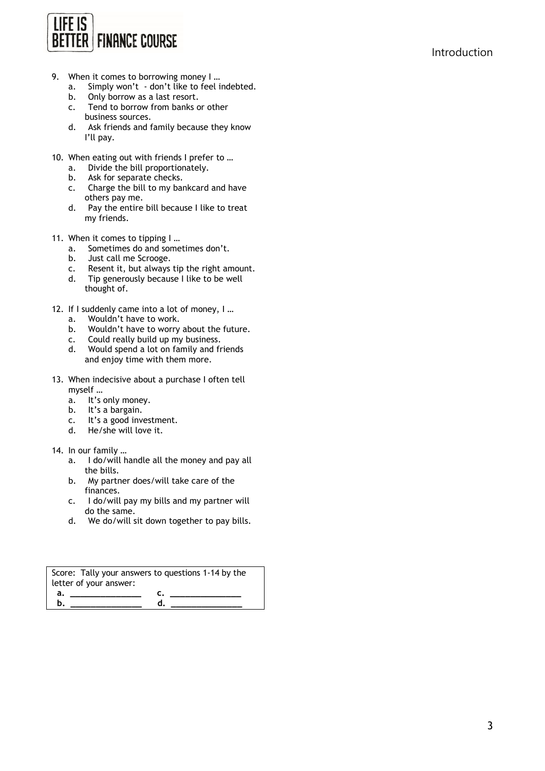9. When it comes to borrowing money I …
   a. Simply won't - don't like to feel indebted.
   b. Only borrow as a last resort.
   c. Tend to borrow from banks or other business sources.
   d. Ask friends and family because they know I'll pay.

10. When eating out with friends I prefer to …
    a. Divide the bill proportionately.
    b. Ask for separate checks.
    c. Charge the bill to my bankcard and have others pay me.
    d. Pay the entire bill because I like to treat my friends.

11. When it comes to tipping I …
    a. Sometimes do and sometimes don't.
    b. Just call me Scrooge.
    c. Resent it, but always tip the right amount.
    d. Tip generously because I like to be well thought of.

12. If I suddenly came into a lot of money, I …
    a. Wouldn't have to work.
    b. Wouldn't have to worry about the future.
    c. Could really build up my business.
    d. Would spend a lot on family and friends and enjoy time with them more.

13. When indecisive about a purchase I often tell myself …
    a. It's only money.
    b. It's a bargain.
    c. It's a good investment.
    d. He/she will love it.

14. In our family …
    a. I do/will handle all the money and pay all the bills.
    b. My partner does/will take care of the finances.
    c. I do/will pay my bills and my partner will do the same.
    d. We do/will sit down together to pay bills.

| Score: Tally your answers to questions 1-14 by the letter of your answer: | |
|---|---|
| **a.** _______________ | **c.** _______________ |
| **b.** _______________ | **d.** _______________ |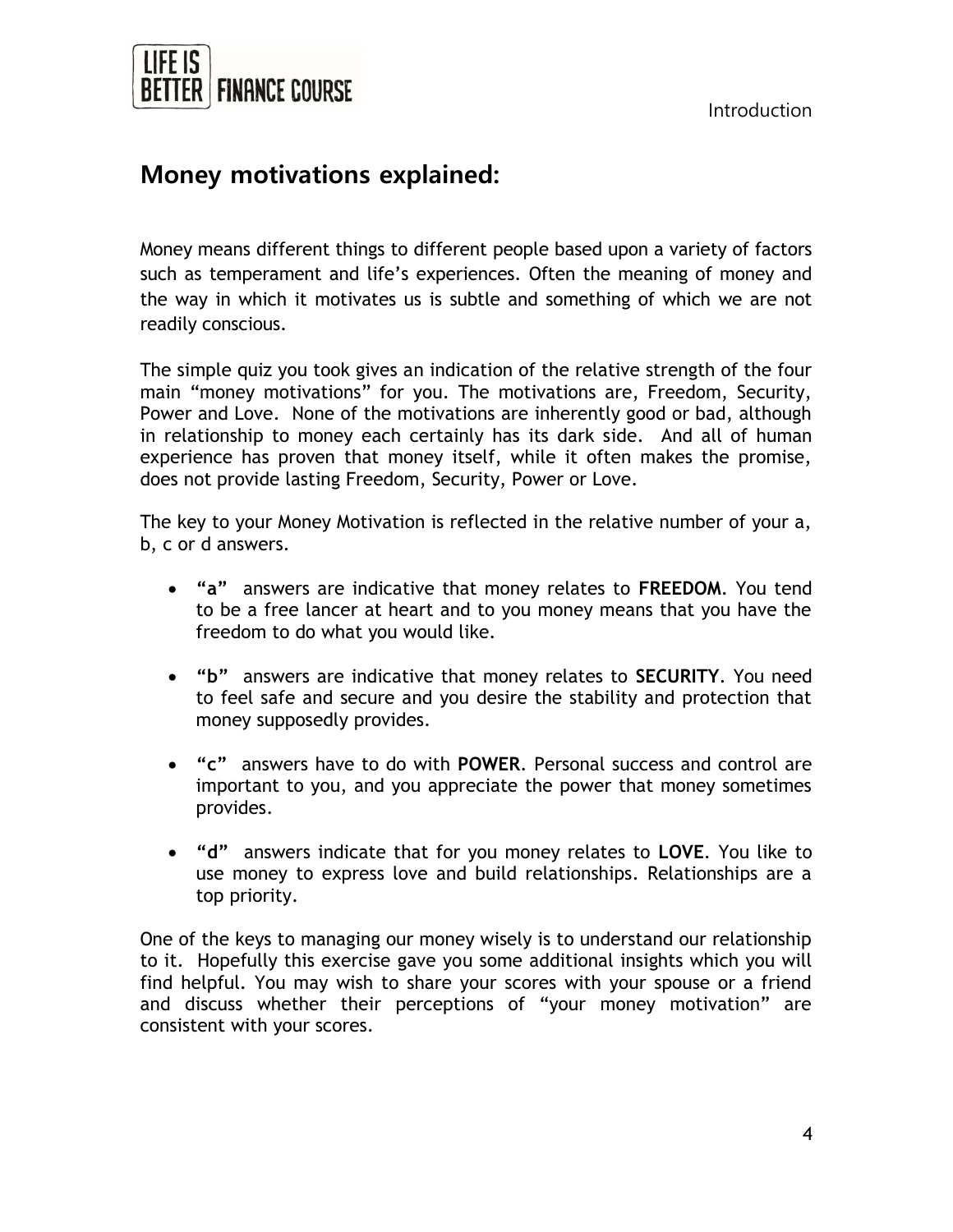## Money motivations explained:

Money means different things to different people based upon a variety of factors such as temperament and life's experiences. Often the meaning of money and the way in which it motivates us is subtle and something of which we are not readily conscious.

The simple quiz you took gives an indication of the relative strength of the four main "money motivations" for you. The motivations are, Freedom, Security, Power and Love. None of the motivations are inherently good or bad, although in relationship to money each certainly has its dark side. And all of human experience has proven that money itself, while it often makes the promise, does not provide lasting Freedom, Security, Power or Love.

The key to your Money Motivation is reflected in the relative number of your a, b, c or d answers.

- **"a"** answers are indicative that money relates to **FREEDOM**. You tend to be a free lancer at heart and to you money means that you have the freedom to do what you would like.
- **"b"** answers are indicative that money relates to **SECURITY**. You need to feel safe and secure and you desire the stability and protection that money supposedly provides.
- **"c"** answers have to do with **POWER**. Personal success and control are important to you, and you appreciate the power that money sometimes provides.
- **"d"** answers indicate that for you money relates to **LOVE**. You like to use money to express love and build relationships. Relationships are a top priority.

One of the keys to managing our money wisely is to understand our relationship to it. Hopefully this exercise gave you some additional insights which you will find helpful. You may wish to share your scores with your spouse or a friend and discuss whether their perceptions of "your money motivation" are consistent with your scores.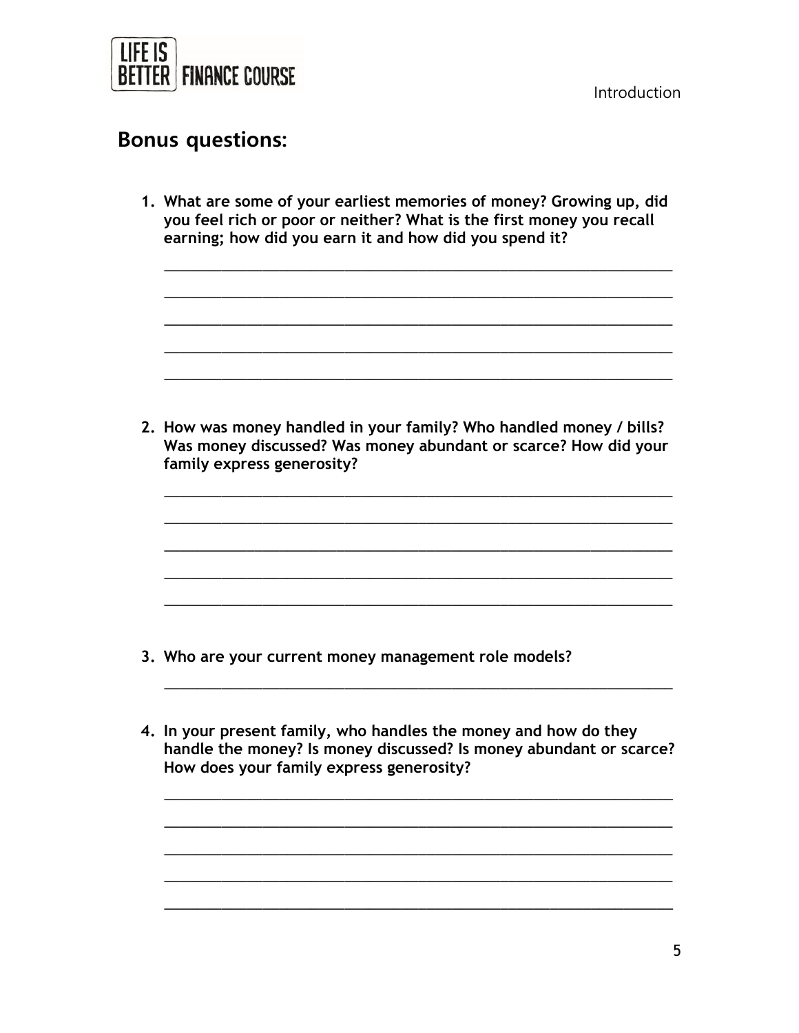## Bonus questions:

1. **What are some of your earliest memories of money? Growing up, did you feel rich or poor or neither? What is the first money you recall earning; how did you earn it and how did you spend it?**

   _______________________________________________________________

   _______________________________________________________________

   _______________________________________________________________

   _______________________________________________________________

   _______________________________________________________________

2. **How was money handled in your family? Who handled money / bills? Was money discussed? Was money abundant or scarce? How did your family express generosity?**

   _______________________________________________________________

   _______________________________________________________________

   _______________________________________________________________

   _______________________________________________________________

   _______________________________________________________________

3. **Who are your current money management role models?**

   _______________________________________________________________

4. **In your present family, who handles the money and how do they handle the money? Is money discussed? Is money abundant or scarce? How does your family express generosity?**

   _______________________________________________________________

   _______________________________________________________________

   _______________________________________________________________

   _______________________________________________________________

   _______________________________________________________________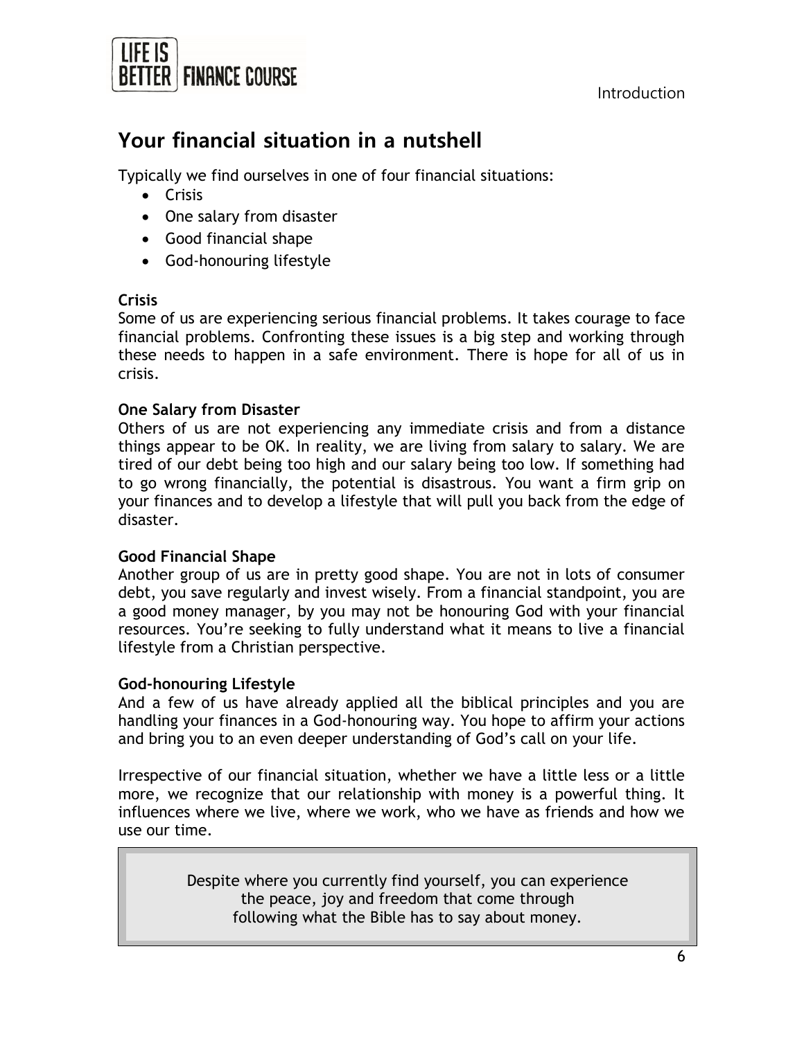## Your financial situation in a nutshell

Typically we find ourselves in one of four financial situations:

- Crisis
- One salary from disaster
- Good financial shape
- God-honouring lifestyle

**Crisis**
Some of us are experiencing serious financial problems. It takes courage to face financial problems. Confronting these issues is a big step and working through these needs to happen in a safe environment. There is hope for all of us in crisis.

**One Salary from Disaster**
Others of us are not experiencing any immediate crisis and from a distance things appear to be OK. In reality, we are living from salary to salary. We are tired of our debt being too high and our salary being too low. If something had to go wrong financially, the potential is disastrous. You want a firm grip on your finances and to develop a lifestyle that will pull you back from the edge of disaster.

**Good Financial Shape**
Another group of us are in pretty good shape. You are not in lots of consumer debt, you save regularly and invest wisely. From a financial standpoint, you are a good money manager, by you may not be honouring God with your financial resources. You're seeking to fully understand what it means to live a financial lifestyle from a Christian perspective.

**God-honouring Lifestyle**
And a few of us have already applied all the biblical principles and you are handling your finances in a God-honouring way. You hope to affirm your actions and bring you to an even deeper understanding of God's call on your life.

Irrespective of our financial situation, whether we have a little less or a little more, we recognize that our relationship with money is a powerful thing. It influences where we live, where we work, who we have as friends and how we use our time.

> Despite where you currently find yourself, you can experience the peace, joy and freedom that come through following what the Bible has to say about money.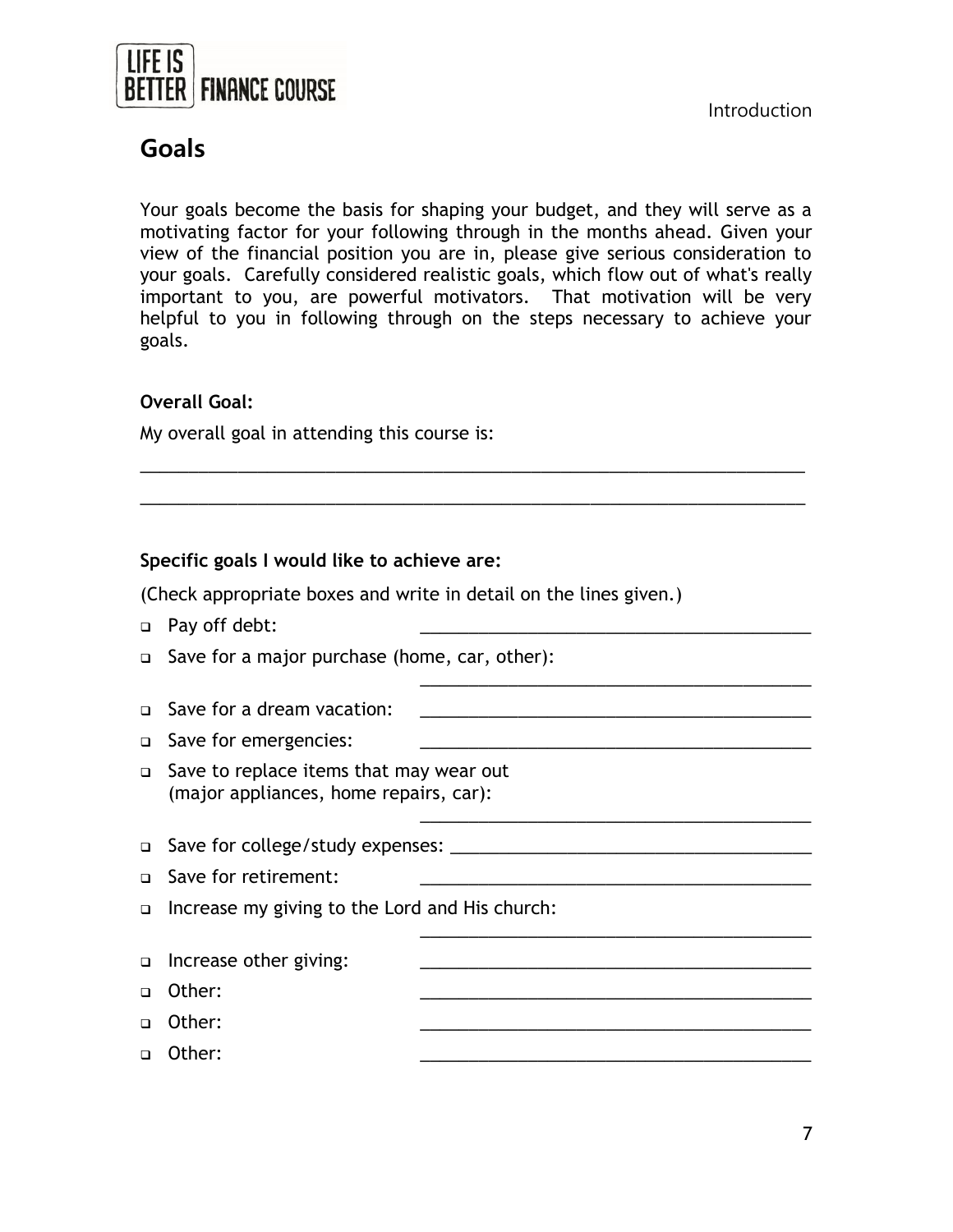## Goals

Your goals become the basis for shaping your budget, and they will serve as a motivating factor for your following through in the months ahead. Given your view of the financial position you are in, please give serious consideration to your goals. Carefully considered realistic goals, which flow out of what's really important to you, are powerful motivators. That motivation will be very helpful to you in following through on the steps necessary to achieve your goals.

**Overall Goal:**

My overall goal in attending this course is:

___________________________________________________________________________

___________________________________________________________________________

**Specific goals I would like to achieve are:**

(Check appropriate boxes and write in detail on the lines given.)

- ☐ Pay off debt: ____________________________________________
- ☐ Save for a major purchase (home, car, other):
  ____________________________________________
- ☐ Save for a dream vacation: ____________________________________________
- ☐ Save for emergencies: ____________________________________________
- ☐ Save to replace items that may wear out (major appliances, home repairs, car):
  ____________________________________________
- ☐ Save for college/study expenses: ____________________________________________
- ☐ Save for retirement: ____________________________________________
- ☐ Increase my giving to the Lord and His church:
  ____________________________________________
- ☐ Increase other giving: ____________________________________________
- ☐ Other: ____________________________________________
- ☐ Other: ____________________________________________
- ☐ Other: ____________________________________________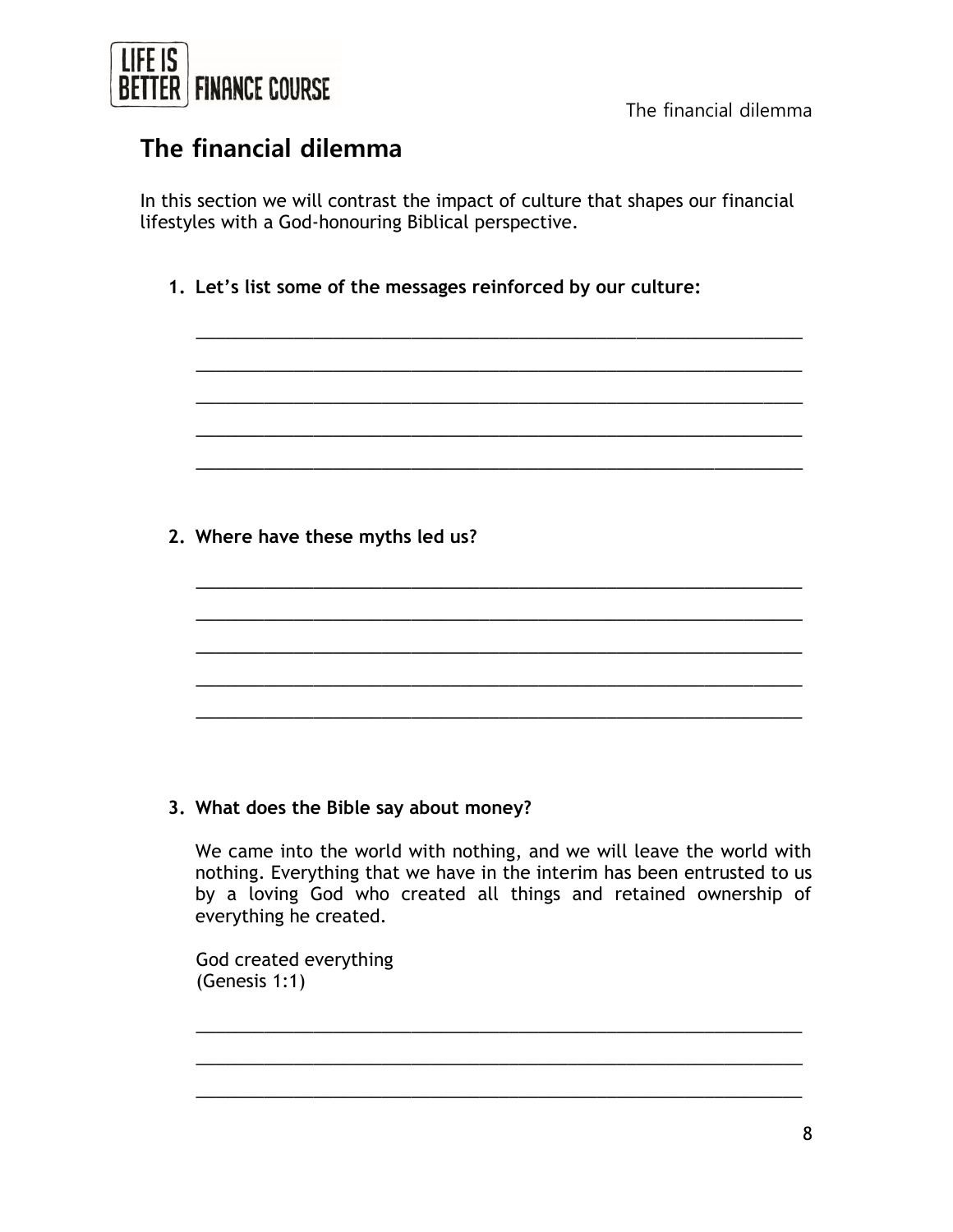# The financial dilemma

In this section we will contrast the impact of culture that shapes our financial lifestyles with a God-honouring Biblical perspective.

1. **Let's list some of the messages reinforced by our culture:**

   ______________________________________________________________

   ______________________________________________________________

   ______________________________________________________________

   ______________________________________________________________

   ______________________________________________________________

2. **Where have these myths led us?**

   ______________________________________________________________

   ______________________________________________________________

   ______________________________________________________________

   ______________________________________________________________

   ______________________________________________________________

3. **What does the Bible say about money?**

   We came into the world with nothing, and we will leave the world with nothing. Everything that we have in the interim has been entrusted to us by a loving God who created all things and retained ownership of everything he created.

   God created everything
   (Genesis 1:1)

   ______________________________________________________________

   ______________________________________________________________

   ______________________________________________________________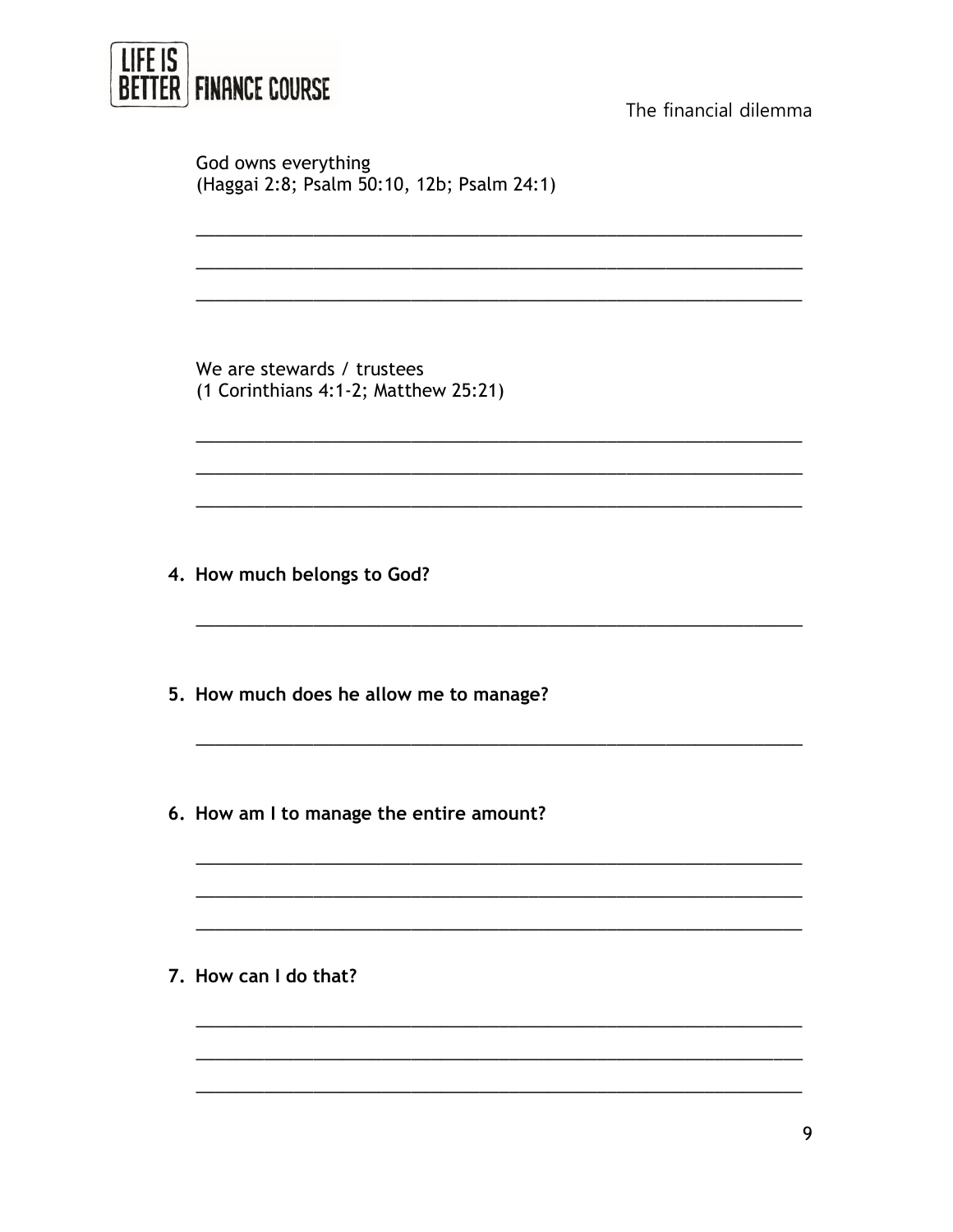God owns everything
(Haggai 2:8; Psalm 50:10, 12b; Psalm 24:1)

___________________________________________________________

___________________________________________________________

___________________________________________________________

We are stewards / trustees
(1 Corinthians 4:1-2; Matthew 25:21)

___________________________________________________________

___________________________________________________________

___________________________________________________________

4. **How much belongs to God?**

___________________________________________________________

5. **How much does he allow me to manage?**

___________________________________________________________

6. **How am I to manage the entire amount?**

___________________________________________________________

___________________________________________________________

___________________________________________________________

7. **How can I do that?**

___________________________________________________________

___________________________________________________________

___________________________________________________________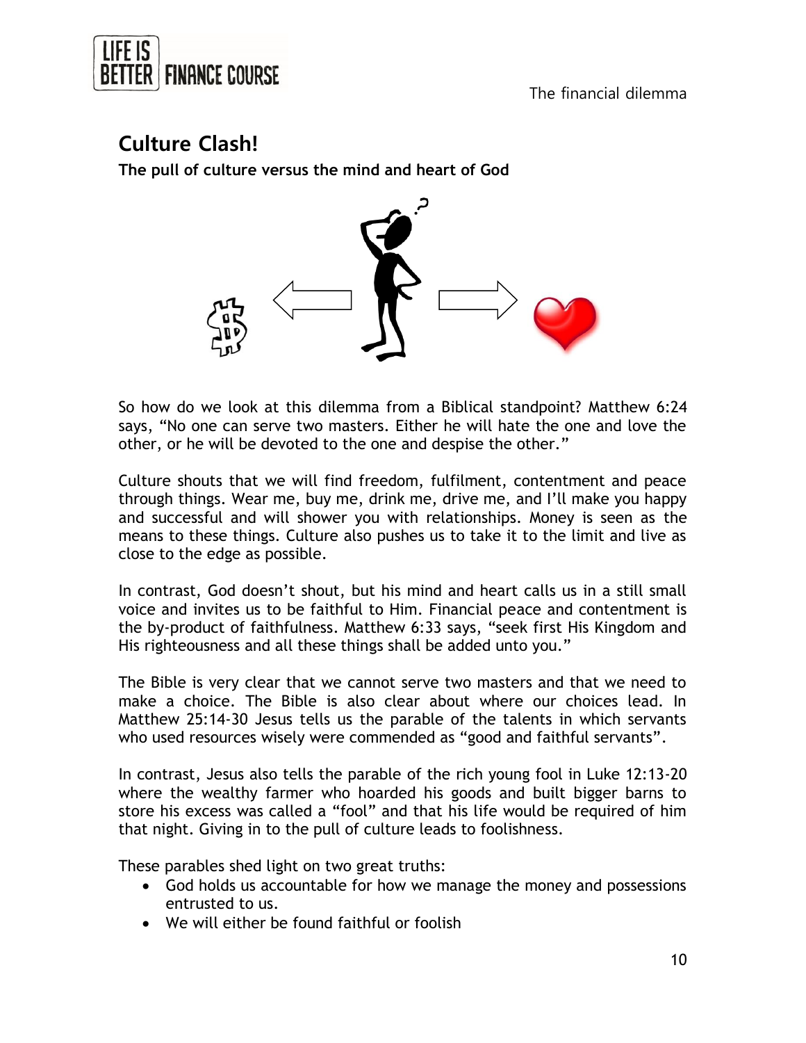## Culture Clash!

**The pull of culture versus the mind and heart of God**

So how do we look at this dilemma from a Biblical standpoint? Matthew 6:24 says, "No one can serve two masters. Either he will hate the one and love the other, or he will be devoted to the one and despise the other."

Culture shouts that we will find freedom, fulfilment, contentment and peace through things. Wear me, buy me, drink me, drive me, and I'll make you happy and successful and will shower you with relationships. Money is seen as the means to these things. Culture also pushes us to take it to the limit and live as close to the edge as possible.

In contrast, God doesn't shout, but his mind and heart calls us in a still small voice and invites us to be faithful to Him. Financial peace and contentment is the by-product of faithfulness. Matthew 6:33 says, "seek first His Kingdom and His righteousness and all these things shall be added unto you."

The Bible is very clear that we cannot serve two masters and that we need to make a choice. The Bible is also clear about where our choices lead. In Matthew 25:14-30 Jesus tells us the parable of the talents in which servants who used resources wisely were commended as "good and faithful servants".

In contrast, Jesus also tells the parable of the rich young fool in Luke 12:13-20 where the wealthy farmer who hoarded his goods and built bigger barns to store his excess was called a "fool" and that his life would be required of him that night. Giving in to the pull of culture leads to foolishness.

These parables shed light on two great truths:

- God holds us accountable for how we manage the money and possessions entrusted to us.
- We will either be found faithful or foolish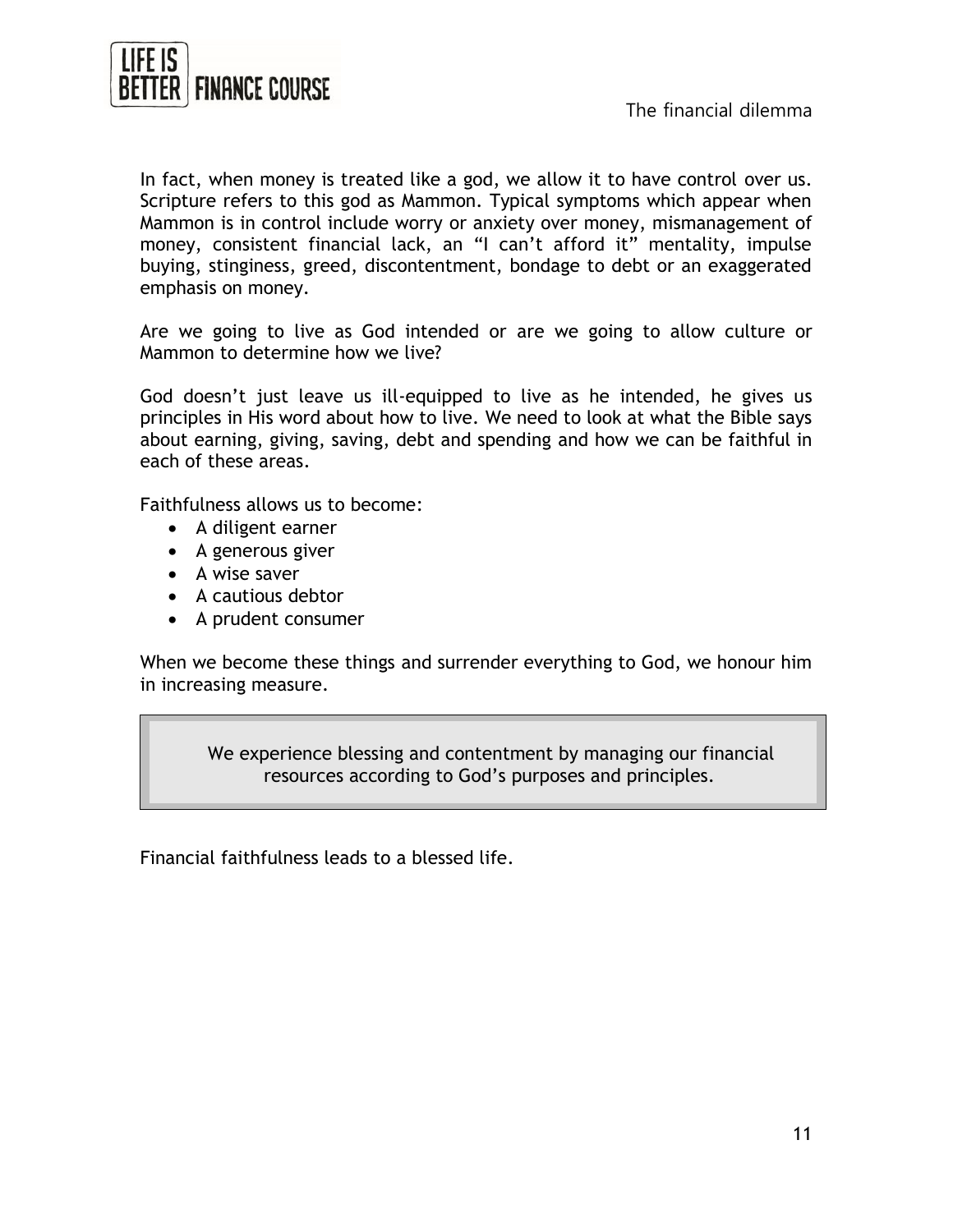In fact, when money is treated like a god, we allow it to have control over us. Scripture refers to this god as Mammon. Typical symptoms which appear when Mammon is in control include worry or anxiety over money, mismanagement of money, consistent financial lack, an “I can’t afford it” mentality, impulse buying, stinginess, greed, discontentment, bondage to debt or an exaggerated emphasis on money.

Are we going to live as God intended or are we going to allow culture or Mammon to determine how we live?

God doesn’t just leave us ill-equipped to live as he intended, he gives us principles in His word about how to live. We need to look at what the Bible says about earning, giving, saving, debt and spending and how we can be faithful in each of these areas.

Faithfulness allows us to become:

- A diligent earner
- A generous giver
- A wise saver
- A cautious debtor
- A prudent consumer

When we become these things and surrender everything to God, we honour him in increasing measure.

> We experience blessing and contentment by managing our financial resources according to God’s purposes and principles.

Financial faithfulness leads to a blessed life.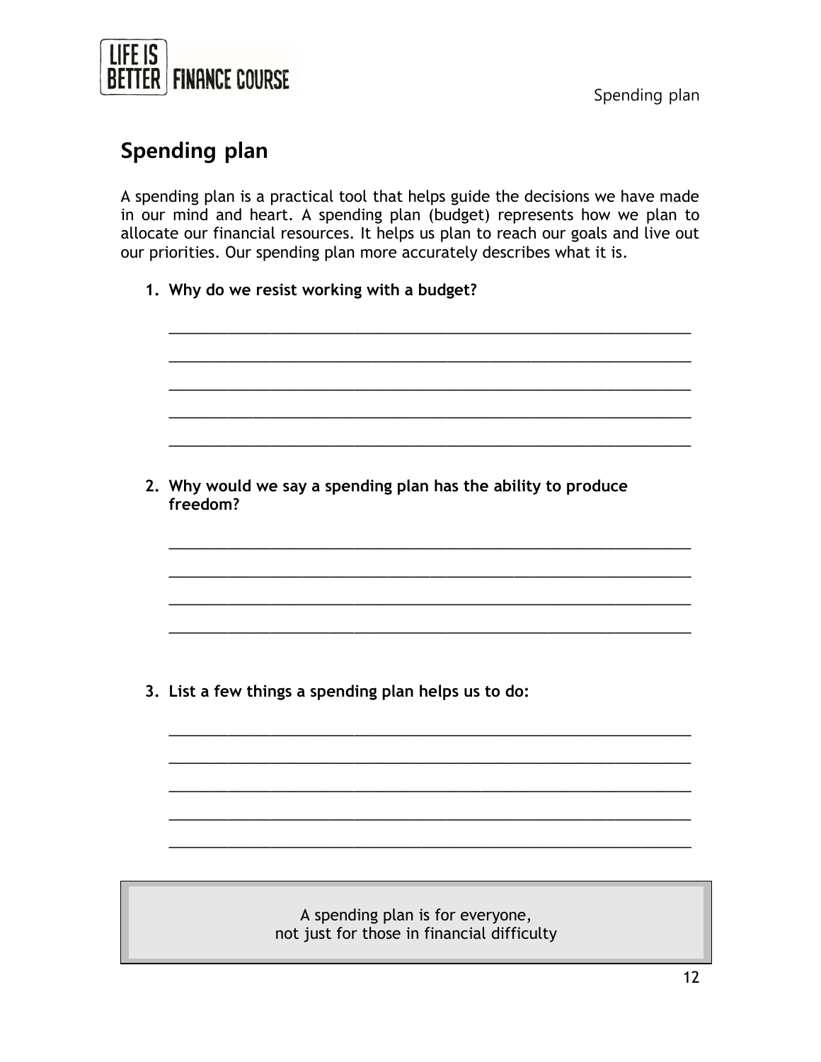## Spending plan

A spending plan is a practical tool that helps guide the decisions we have made in our mind and heart. A spending plan (budget) represents how we plan to allocate our financial resources. It helps us plan to reach our goals and live out our priorities. Our spending plan more accurately describes what it is.

1. **Why do we resist working with a budget?**

   _______________________________________________________________

   _______________________________________________________________

   _______________________________________________________________

   _______________________________________________________________

   _______________________________________________________________

2. **Why would we say a spending plan has the ability to produce freedom?**

   _______________________________________________________________

   _______________________________________________________________

   _______________________________________________________________

   _______________________________________________________________

3. **List a few things a spending plan helps us to do:**

   _______________________________________________________________

   _______________________________________________________________

   _______________________________________________________________

   _______________________________________________________________

   _______________________________________________________________

> A spending plan is for everyone,
> not just for those in financial difficulty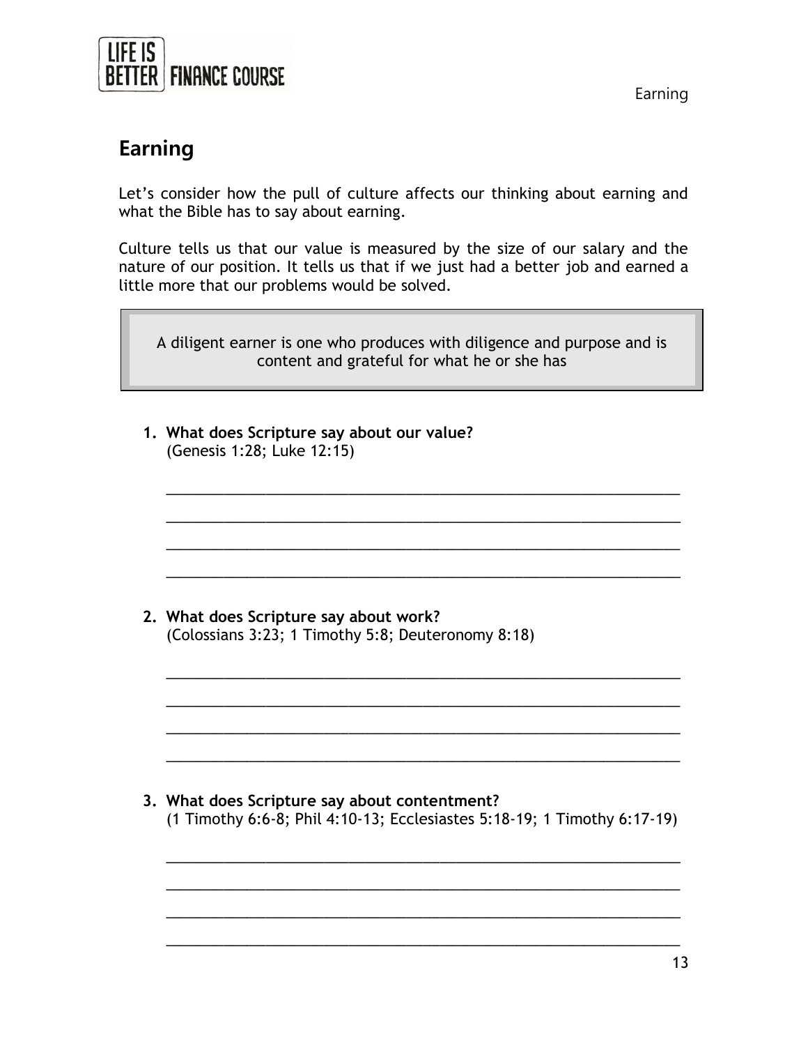## Earning

Let's consider how the pull of culture affects our thinking about earning and what the Bible has to say about earning.

Culture tells us that our value is measured by the size of our salary and the nature of our position. It tells us that if we just had a better job and earned a little more that our problems would be solved.

> A diligent earner is one who produces with diligence and purpose and is content and grateful for what he or she has

1. **What does Scripture say about our value?**
   (Genesis 1:28; Luke 12:15)

   ______________________________________________________________

   ______________________________________________________________

   ______________________________________________________________

   ______________________________________________________________

2. **What does Scripture say about work?**
   (Colossians 3:23; 1 Timothy 5:8; Deuteronomy 8:18)

   ______________________________________________________________

   ______________________________________________________________

   ______________________________________________________________

   ______________________________________________________________

3. **What does Scripture say about contentment?**
   (1 Timothy 6:6-8; Phil 4:10-13; Ecclesiastes 5:18-19; 1 Timothy 6:17-19)

   ______________________________________________________________

   ______________________________________________________________

   ______________________________________________________________

   ______________________________________________________________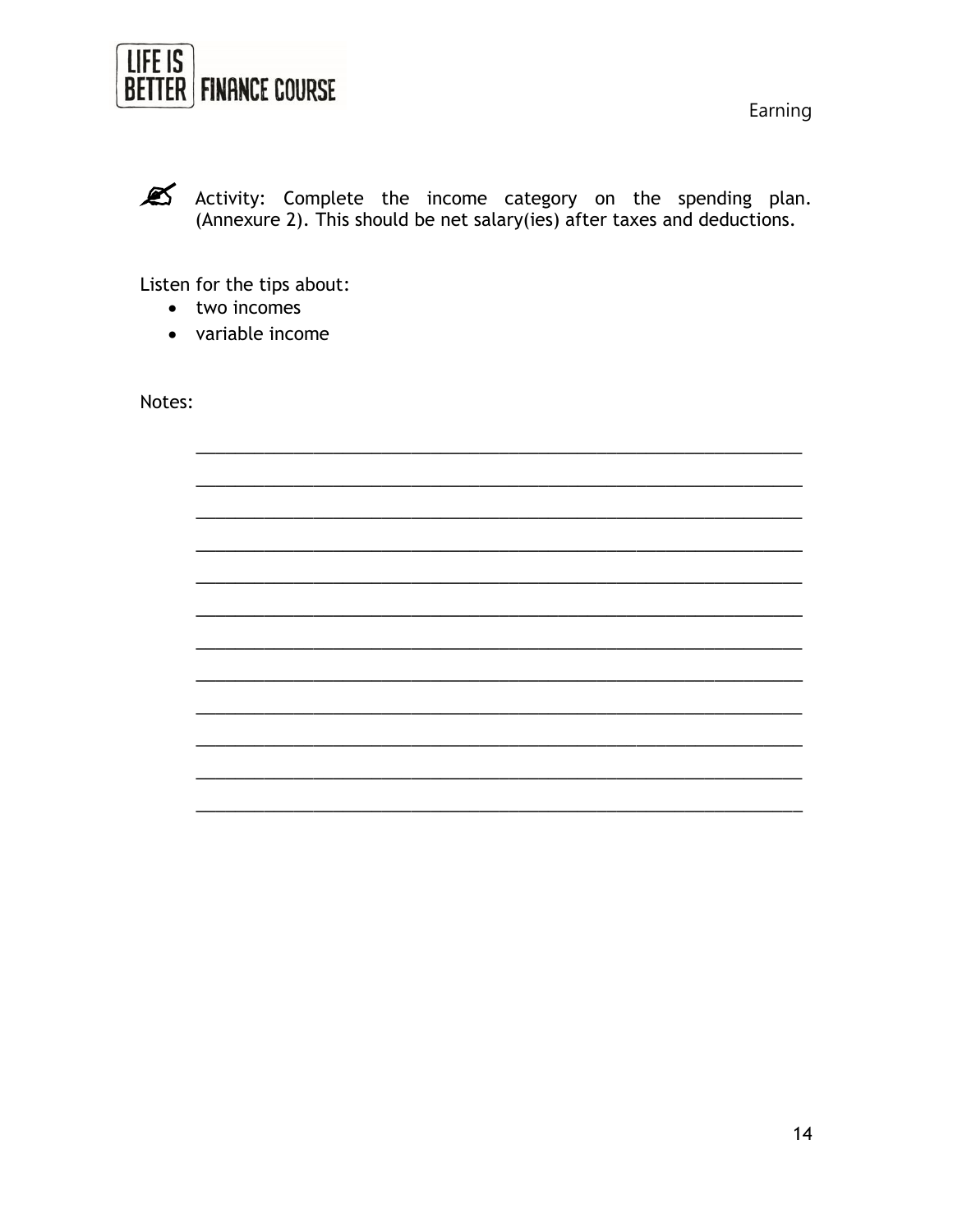Activity: Complete the income category on the spending plan. (Annexure 2). This should be net salary(ies) after taxes and deductions.

Listen for the tips about:

- two incomes
- variable income

Notes:

_______________________________________________________________

_______________________________________________________________

_______________________________________________________________

_______________________________________________________________

_______________________________________________________________

_______________________________________________________________

_______________________________________________________________

_______________________________________________________________

_______________________________________________________________

_______________________________________________________________

_______________________________________________________________

_______________________________________________________________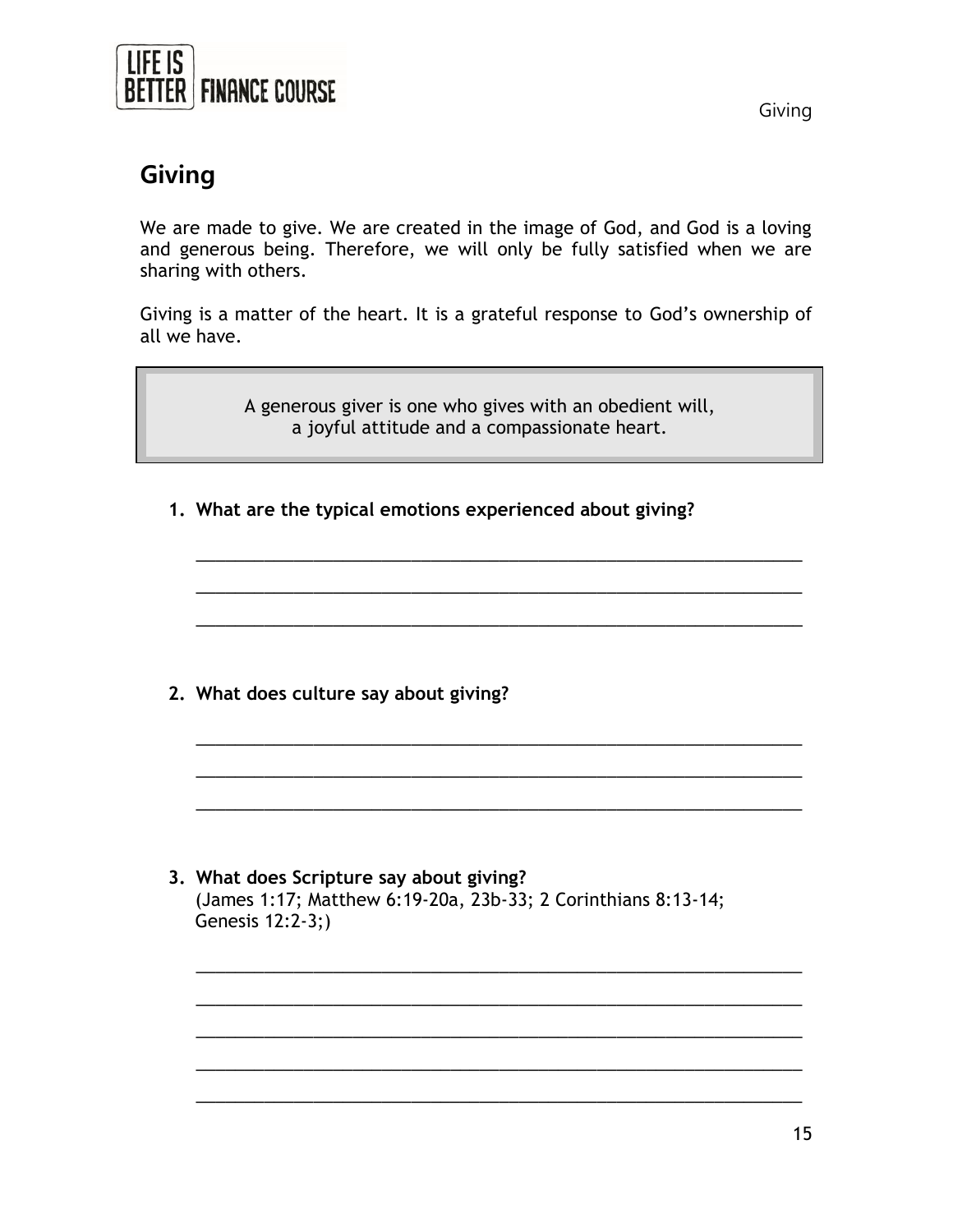# Giving

We are made to give. We are created in the image of God, and God is a loving and generous being. Therefore, we will only be fully satisfied when we are sharing with others.

Giving is a matter of the heart. It is a grateful response to God's ownership of all we have.

> A generous giver is one who gives with an obedient will, a joyful attitude and a compassionate heart.

1. **What are the typical emotions experienced about giving?**

   ______________________________________________________________

   ______________________________________________________________

   ______________________________________________________________

2. **What does culture say about giving?**

   ______________________________________________________________

   ______________________________________________________________

   ______________________________________________________________

3. **What does Scripture say about giving?**
   (James 1:17; Matthew 6:19-20a, 23b-33; 2 Corinthians 8:13-14; Genesis 12:2-3;)

   ______________________________________________________________

   ______________________________________________________________

   ______________________________________________________________

   ______________________________________________________________

   ______________________________________________________________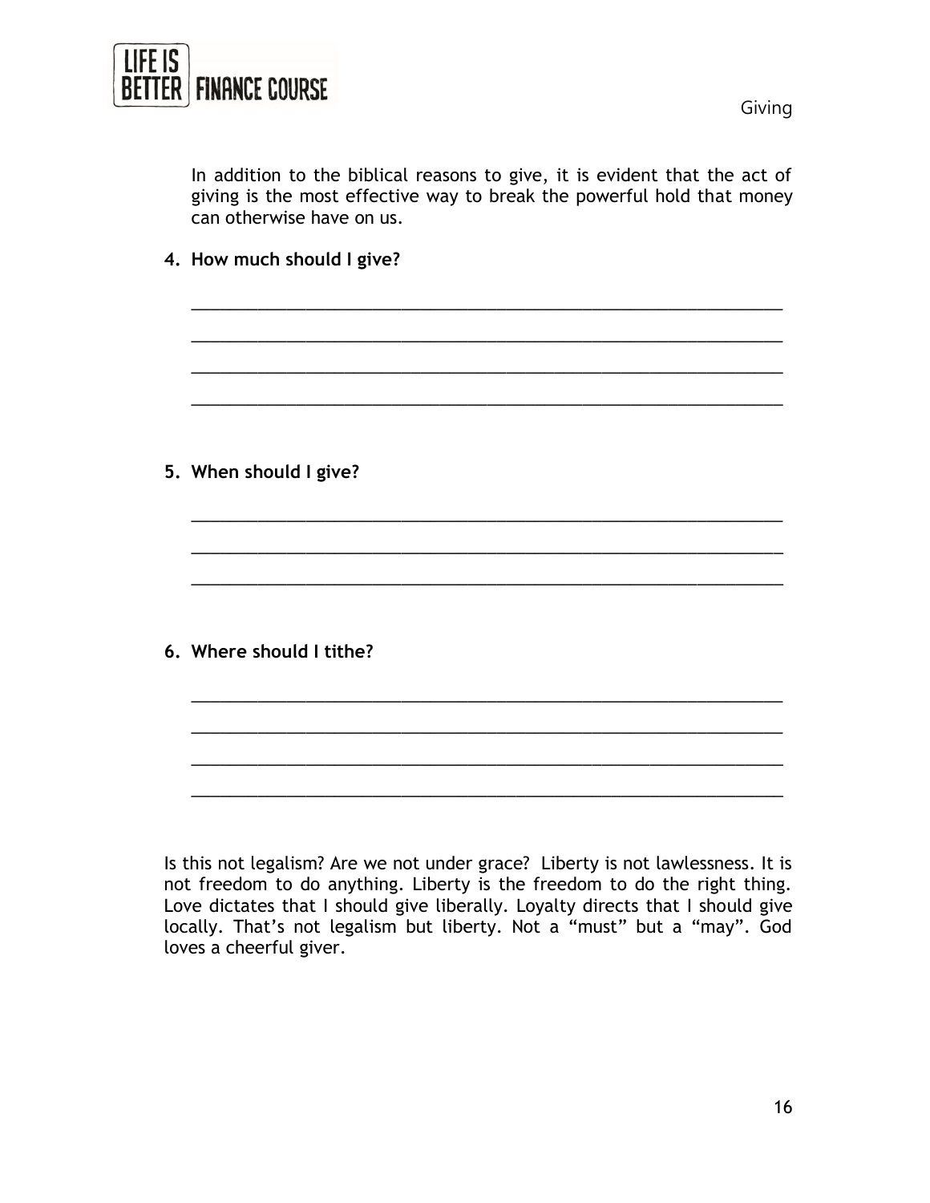In addition to the biblical reasons to give, it is evident that the act of giving is the most effective way to break the powerful hold that money can otherwise have on us.

4. **How much should I give?**

______________________________________________________________

______________________________________________________________

______________________________________________________________

______________________________________________________________

5. **When should I give?**

______________________________________________________________

______________________________________________________________

______________________________________________________________

6. **Where should I tithe?**

______________________________________________________________

______________________________________________________________

______________________________________________________________

______________________________________________________________

Is this not legalism? Are we not under grace? Liberty is not lawlessness. It is not freedom to do anything. Liberty is the freedom to do the right thing. Love dictates that I should give liberally. Loyalty directs that I should give locally. That's not legalism but liberty. Not a "must" but a "may". God loves a cheerful giver.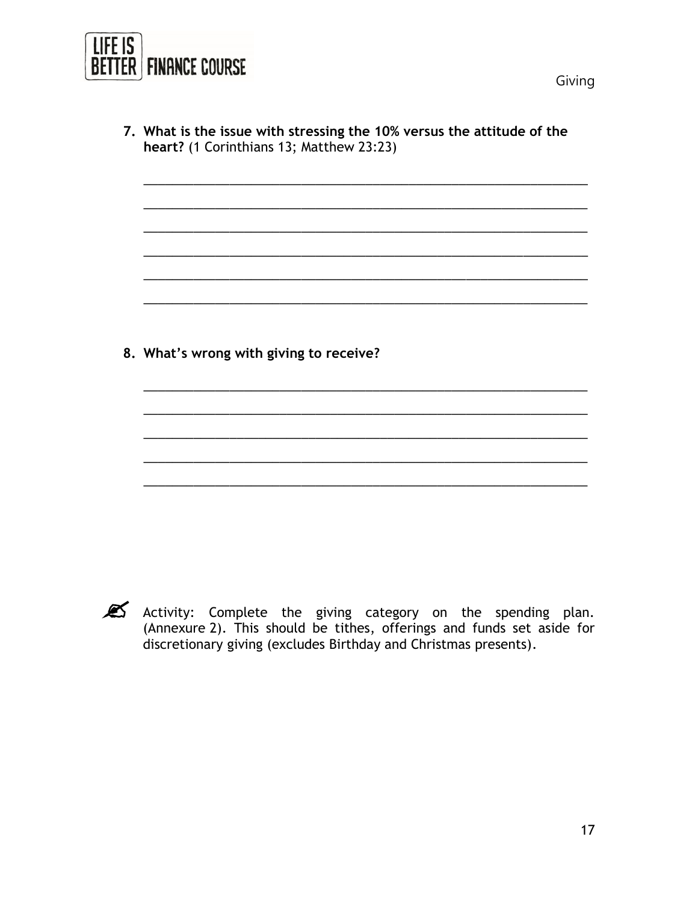7. **What is the issue with stressing the 10% versus the attitude of the heart?** (1 Corinthians 13; Matthew 23:23)

_______________________________________________________________

_______________________________________________________________

_______________________________________________________________

_______________________________________________________________

_______________________________________________________________

_______________________________________________________________

8. **What's wrong with giving to receive?**

_______________________________________________________________

_______________________________________________________________

_______________________________________________________________

_______________________________________________________________

_______________________________________________________________

✍ Activity: Complete the giving category on the spending plan. (Annexure 2). This should be tithes, offerings and funds set aside for discretionary giving (excludes Birthday and Christmas presents).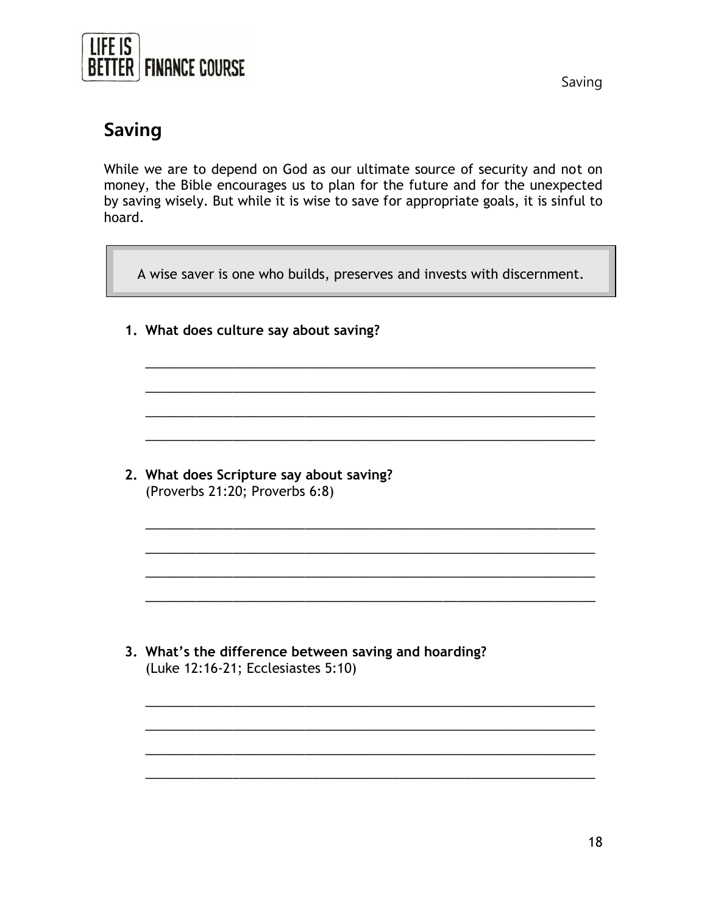## Saving

While we are to depend on God as our ultimate source of security and not on money, the Bible encourages us to plan for the future and for the unexpected by saving wisely. But while it is wise to save for appropriate goals, it is sinful to hoard.

> A wise saver is one who builds, preserves and invests with discernment.

1. **What does culture say about saving?**

   ______________________________________________________________

   ______________________________________________________________

   ______________________________________________________________

   ______________________________________________________________

2. **What does Scripture say about saving?**
   (Proverbs 21:20; Proverbs 6:8)

   ______________________________________________________________

   ______________________________________________________________

   ______________________________________________________________

   ______________________________________________________________

3. **What's the difference between saving and hoarding?**
   (Luke 12:16-21; Ecclesiastes 5:10)

   ______________________________________________________________

   ______________________________________________________________

   ______________________________________________________________

   ______________________________________________________________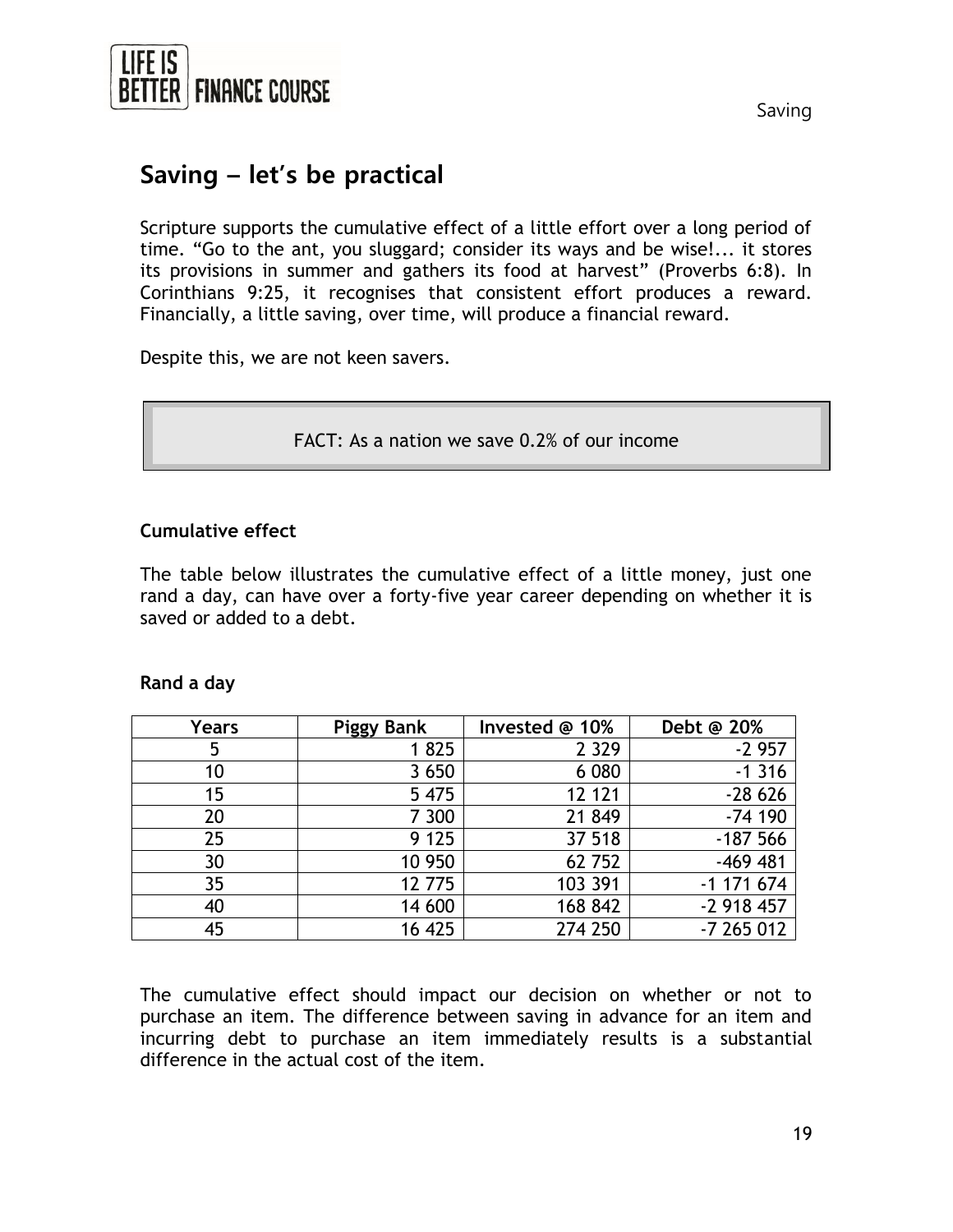# Saving – let's be practical

Scripture supports the cumulative effect of a little effort over a long period of time. "Go to the ant, you sluggard; consider its ways and be wise!... it stores its provisions in summer and gathers its food at harvest" (Proverbs 6:8). In Corinthians 9:25, it recognises that consistent effort produces a reward. Financially, a little saving, over time, will produce a financial reward.

Despite this, we are not keen savers.

> FACT: As a nation we save 0.2% of our income

### Cumulative effect

The table below illustrates the cumulative effect of a little money, just one rand a day, can have over a forty-five year career depending on whether it is saved or added to a debt.

**Rand a day**

| Years | Piggy Bank | Invested @ 10% | Debt @ 20% |
|---|---|---|---|
| 5 | 1 825 | 2 329 | -2 957 |
| 10 | 3 650 | 6 080 | -1 316 |
| 15 | 5 475 | 12 121 | -28 626 |
| 20 | 7 300 | 21 849 | -74 190 |
| 25 | 9 125 | 37 518 | -187 566 |
| 30 | 10 950 | 62 752 | -469 481 |
| 35 | 12 775 | 103 391 | -1 171 674 |
| 40 | 14 600 | 168 842 | -2 918 457 |
| 45 | 16 425 | 274 250 | -7 265 012 |

The cumulative effect should impact our decision on whether or not to purchase an item. The difference between saving in advance for an item and incurring debt to purchase an item immediately results is a substantial difference in the actual cost of the item.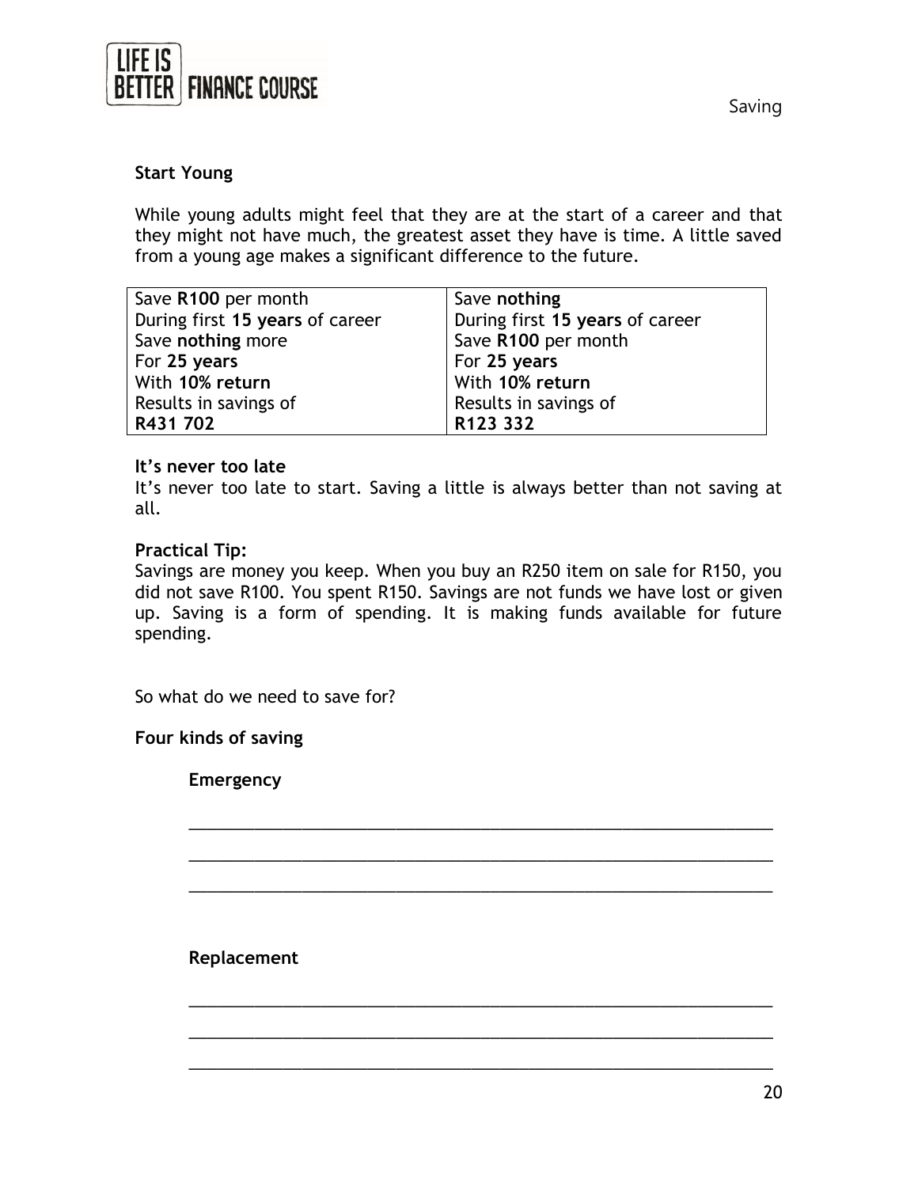**Start Young**

While young adults might feel that they are at the start of a career and that they might not have much, the greatest asset they have is time. A little saved from a young age makes a significant difference to the future.

| Save **R100** per month<br>During first **15 years** of career<br>Save **nothing** more<br>For **25 years**<br>With **10% return**<br>Results in savings of<br>**R431 702** | Save **nothing**<br>During first **15 years** of career<br>Save **R100** per month<br>For **25 years**<br>With **10% return**<br>Results in savings of<br>**R123 332** |
|---|---|

**It's never too late**

It's never too late to start. Saving a little is always better than not saving at all.

**Practical Tip:**

Savings are money you keep. When you buy an R250 item on sale for R150, you did not save R100. You spent R150. Savings are not funds we have lost or given up. Saving is a form of spending. It is making funds available for future spending.

So what do we need to save for?

**Four kinds of saving**

**Emergency**

_______________________________________________________________

_______________________________________________________________

_______________________________________________________________

**Replacement**

_______________________________________________________________

_______________________________________________________________

_______________________________________________________________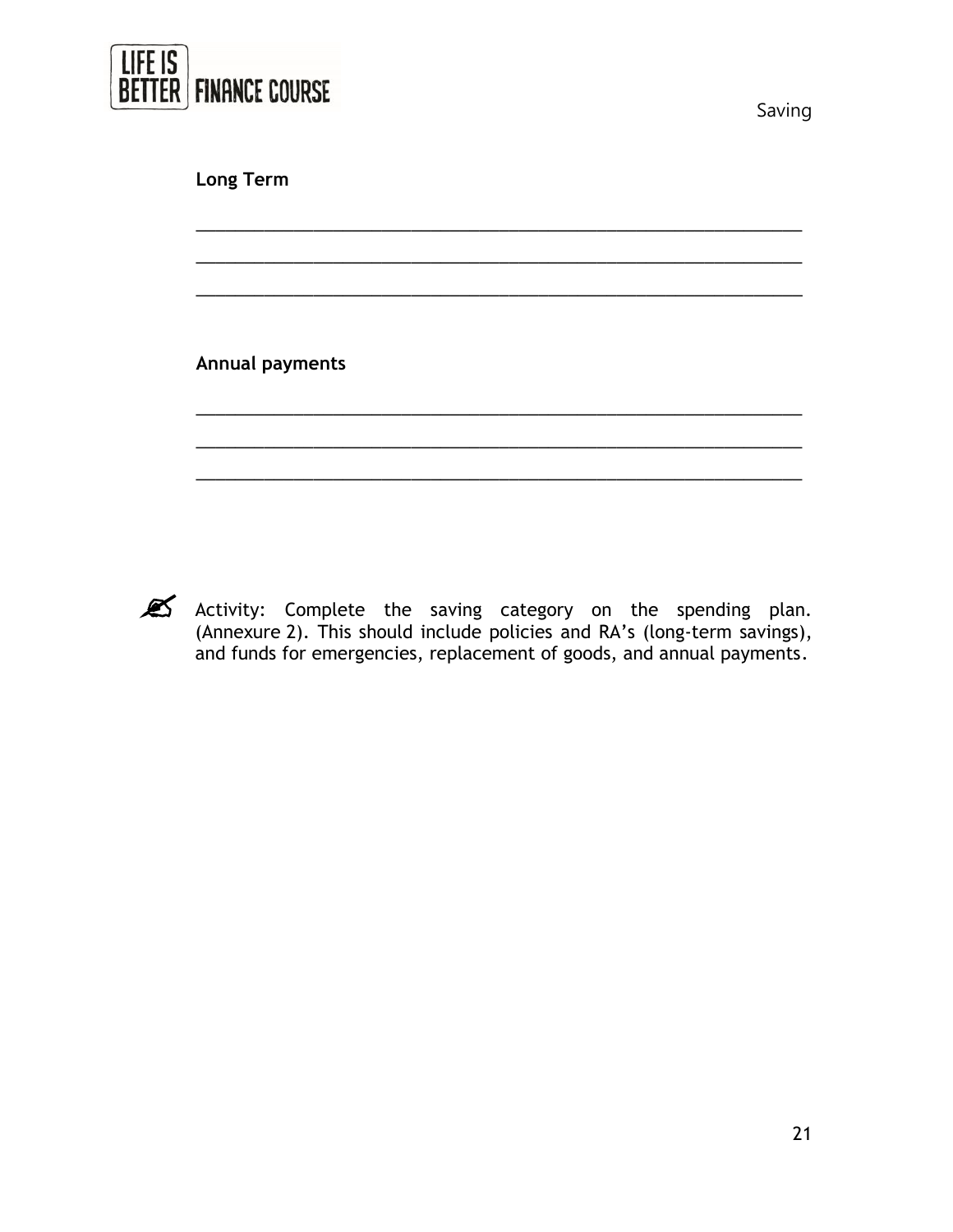**Long Term**

\_\_\_\_\_\_\_\_\_\_\_\_\_\_\_\_\_\_\_\_\_\_\_\_\_\_\_\_\_\_\_\_\_\_\_\_\_\_\_\_\_\_\_\_\_\_\_\_\_\_\_\_\_\_\_\_\_\_\_\_\_\_\_\_\_\_

\_\_\_\_\_\_\_\_\_\_\_\_\_\_\_\_\_\_\_\_\_\_\_\_\_\_\_\_\_\_\_\_\_\_\_\_\_\_\_\_\_\_\_\_\_\_\_\_\_\_\_\_\_\_\_\_\_\_\_\_\_\_\_\_\_\_

\_\_\_\_\_\_\_\_\_\_\_\_\_\_\_\_\_\_\_\_\_\_\_\_\_\_\_\_\_\_\_\_\_\_\_\_\_\_\_\_\_\_\_\_\_\_\_\_\_\_\_\_\_\_\_\_\_\_\_\_\_\_\_\_\_\_

**Annual payments**

\_\_\_\_\_\_\_\_\_\_\_\_\_\_\_\_\_\_\_\_\_\_\_\_\_\_\_\_\_\_\_\_\_\_\_\_\_\_\_\_\_\_\_\_\_\_\_\_\_\_\_\_\_\_\_\_\_\_\_\_\_\_\_\_\_\_

\_\_\_\_\_\_\_\_\_\_\_\_\_\_\_\_\_\_\_\_\_\_\_\_\_\_\_\_\_\_\_\_\_\_\_\_\_\_\_\_\_\_\_\_\_\_\_\_\_\_\_\_\_\_\_\_\_\_\_\_\_\_\_\_\_\_

\_\_\_\_\_\_\_\_\_\_\_\_\_\_\_\_\_\_\_\_\_\_\_\_\_\_\_\_\_\_\_\_\_\_\_\_\_\_\_\_\_\_\_\_\_\_\_\_\_\_\_\_\_\_\_\_\_\_\_\_\_\_\_\_\_\_

✍ Activity: Complete the saving category on the spending plan. (Annexure 2). This should include policies and RA's (long-term savings), and funds for emergencies, replacement of goods, and annual payments.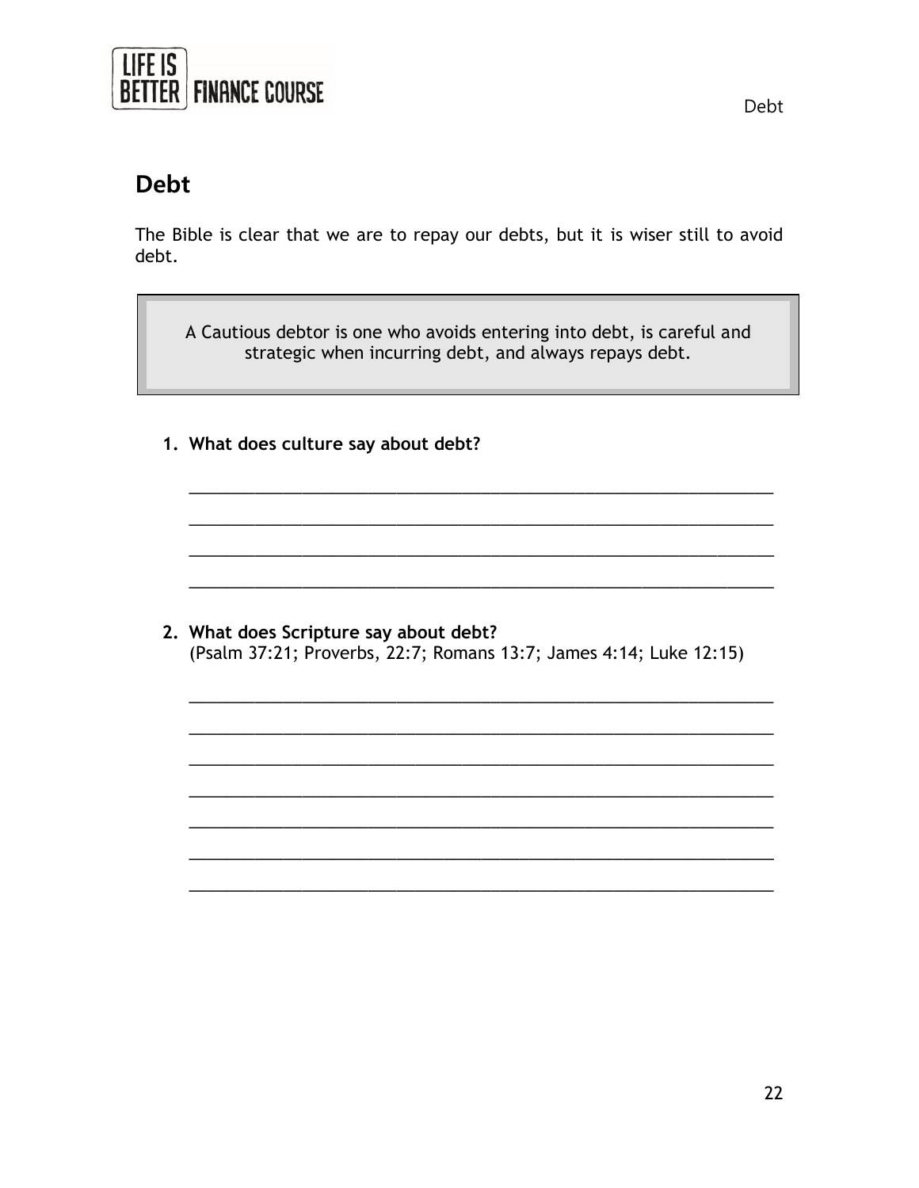## Debt

The Bible is clear that we are to repay our debts, but it is wiser still to avoid debt.

> A Cautious debtor is one who avoids entering into debt, is careful and strategic when incurring debt, and always repays debt.

1. **What does culture say about debt?**

   ______________________________________________________________

   ______________________________________________________________

   ______________________________________________________________

   ______________________________________________________________

2. **What does Scripture say about debt?**
   (Psalm 37:21; Proverbs, 22:7; Romans 13:7; James 4:14; Luke 12:15)

   ______________________________________________________________

   ______________________________________________________________

   ______________________________________________________________

   ______________________________________________________________

   ______________________________________________________________

   ______________________________________________________________

   ______________________________________________________________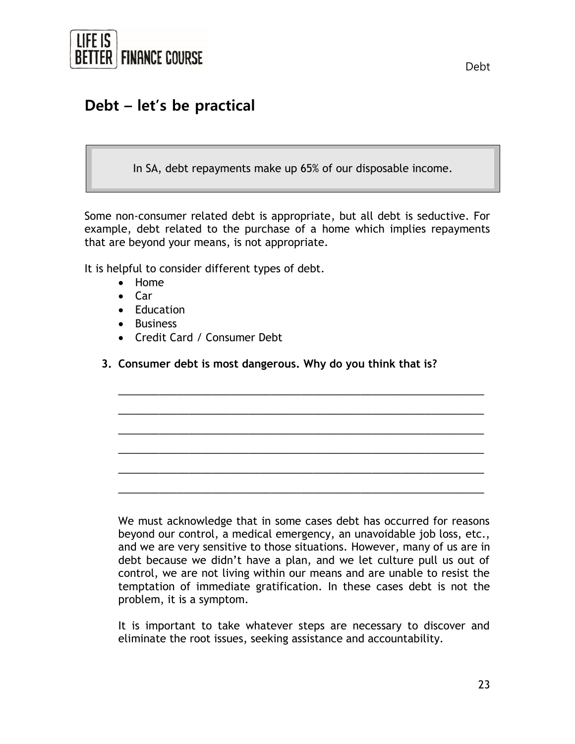## Debt – let's be practical

> In SA, debt repayments make up 65% of our disposable income.

Some non-consumer related debt is appropriate, but all debt is seductive. For example, debt related to the purchase of a home which implies repayments that are beyond your means, is not appropriate.

It is helpful to consider different types of debt.

- Home
- Car
- Education
- Business
- Credit Card / Consumer Debt

3. **Consumer debt is most dangerous. Why do you think that is?**

______________________________________________________________

______________________________________________________________

______________________________________________________________

______________________________________________________________

______________________________________________________________

______________________________________________________________

We must acknowledge that in some cases debt has occurred for reasons beyond our control, a medical emergency, an unavoidable job loss, etc., and we are very sensitive to those situations. However, many of us are in debt because we didn't have a plan, and we let culture pull us out of control, we are not living within our means and are unable to resist the temptation of immediate gratification. In these cases debt is not the problem, it is a symptom.

It is important to take whatever steps are necessary to discover and eliminate the root issues, seeking assistance and accountability.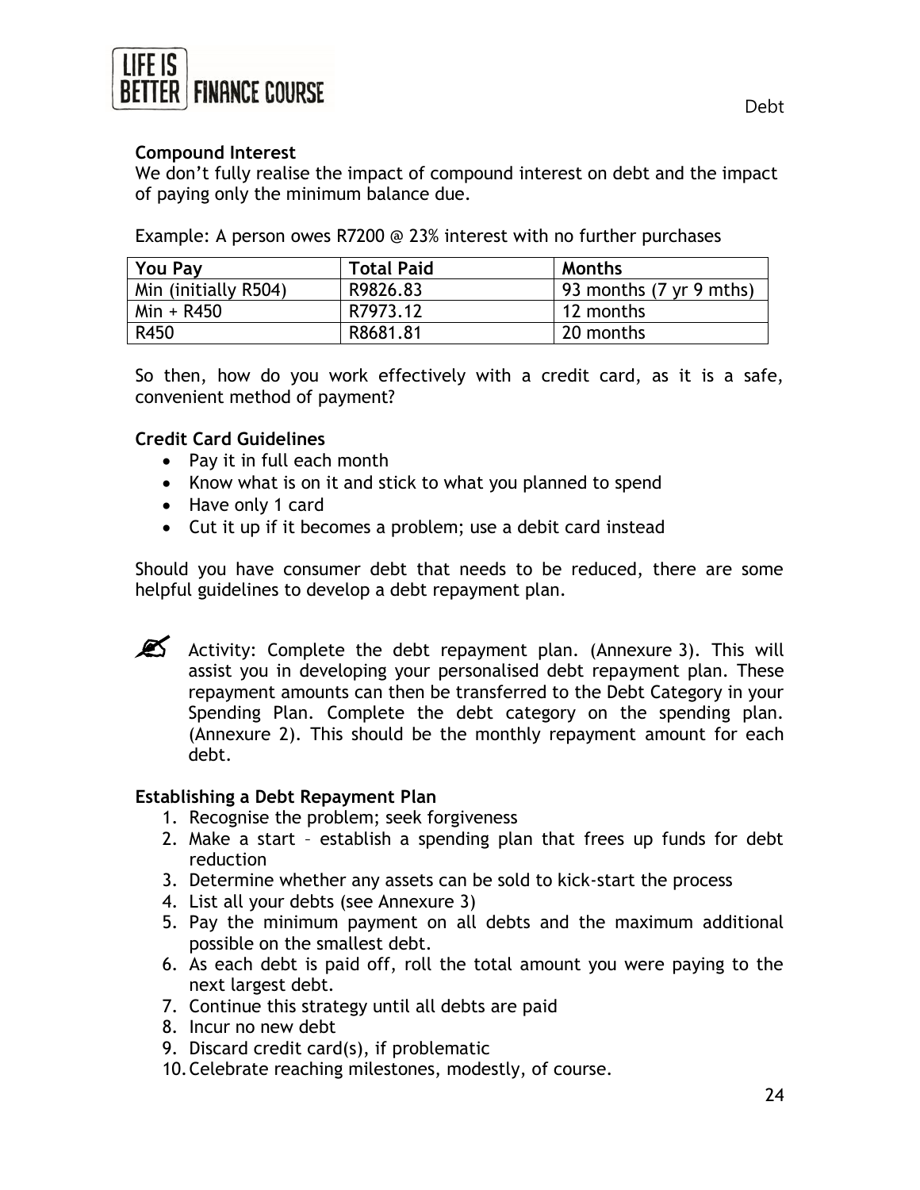### Compound Interest

We don't fully realise the impact of compound interest on debt and the impact of paying only the minimum balance due.

Example: A person owes R7200 @ 23% interest with no further purchases

| You Pay | Total Paid | Months |
|---|---|---|
| Min (initially R504) | R9826.83 | 93 months (7 yr 9 mths) |
| Min + R450 | R7973.12 | 12 months |
| R450 | R8681.81 | 20 months |

So then, how do you work effectively with a credit card, as it is a safe, convenient method of payment?

### Credit Card Guidelines

- Pay it in full each month
- Know what is on it and stick to what you planned to spend
- Have only 1 card
- Cut it up if it becomes a problem; use a debit card instead

Should you have consumer debt that needs to be reduced, there are some helpful guidelines to develop a debt repayment plan.

✍ Activity: Complete the debt repayment plan. (Annexure 3). This will assist you in developing your personalised debt repayment plan. These repayment amounts can then be transferred to the Debt Category in your Spending Plan. Complete the debt category on the spending plan. (Annexure 2). This should be the monthly repayment amount for each debt.

### Establishing a Debt Repayment Plan

1. Recognise the problem; seek forgiveness
2. Make a start – establish a spending plan that frees up funds for debt reduction
3. Determine whether any assets can be sold to kick-start the process
4. List all your debts (see Annexure 3)
5. Pay the minimum payment on all debts and the maximum additional possible on the smallest debt.
6. As each debt is paid off, roll the total amount you were paying to the next largest debt.
7. Continue this strategy until all debts are paid
8. Incur no new debt
9. Discard credit card(s), if problematic
10. Celebrate reaching milestones, modestly, of course.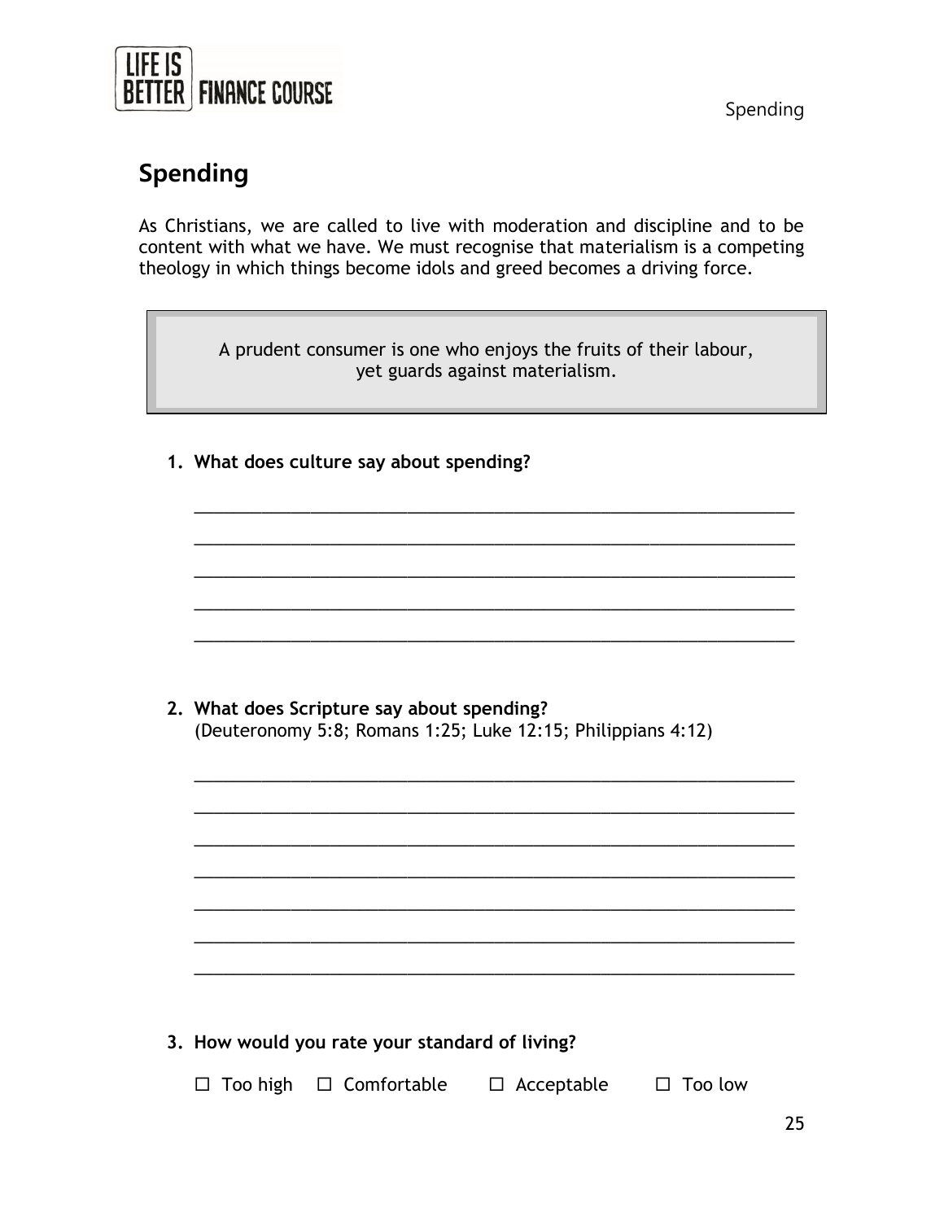# Spending

As Christians, we are called to live with moderation and discipline and to be content with what we have. We must recognise that materialism is a competing theology in which things become idols and greed becomes a driving force.

> A prudent consumer is one who enjoys the fruits of their labour, yet guards against materialism.

1. **What does culture say about spending?**

   ______________________________________________________________

   ______________________________________________________________

   ______________________________________________________________

   ______________________________________________________________

   ______________________________________________________________

2. **What does Scripture say about spending?**
   (Deuteronomy 5:8; Romans 1:25; Luke 12:15; Philippians 4:12)

   ______________________________________________________________

   ______________________________________________________________

   ______________________________________________________________

   ______________________________________________________________

   ______________________________________________________________

   ______________________________________________________________

   ______________________________________________________________

3. **How would you rate your standard of living?**

   ☐ Too high ☐ Comfortable ☐ Acceptable ☐ Too low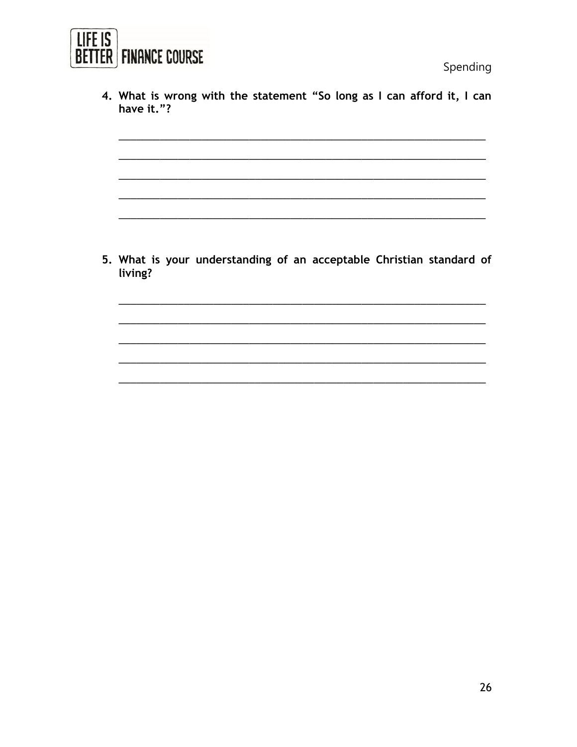4. **What is wrong with the statement "So long as I can afford it, I can have it."?**

_______________________________________________________________

_______________________________________________________________

_______________________________________________________________

_______________________________________________________________

_______________________________________________________________

5. **What is your understanding of an acceptable Christian standard of living?**

_______________________________________________________________

_______________________________________________________________

_______________________________________________________________

_______________________________________________________________

_______________________________________________________________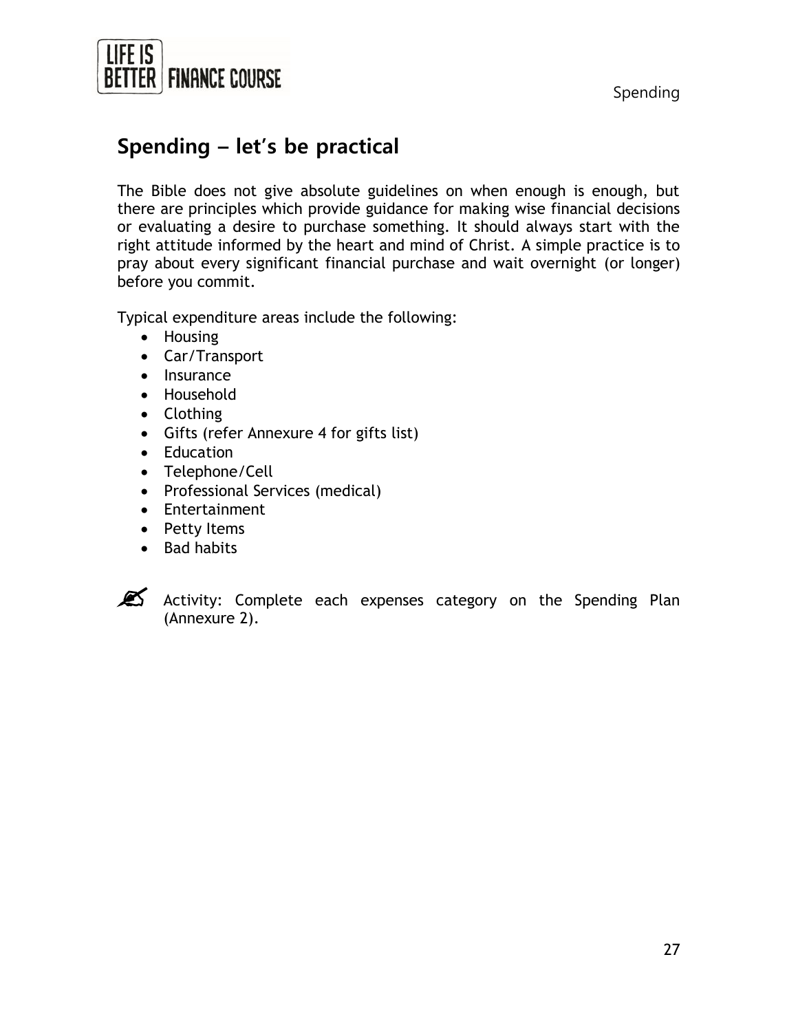## Spending – let's be practical

The Bible does not give absolute guidelines on when enough is enough, but there are principles which provide guidance for making wise financial decisions or evaluating a desire to purchase something. It should always start with the right attitude informed by the heart and mind of Christ. A simple practice is to pray about every significant financial purchase and wait overnight (or longer) before you commit.

Typical expenditure areas include the following:

- Housing
- Car/Transport
- Insurance
- Household
- Clothing
- Gifts (refer Annexure 4 for gifts list)
- Education
- Telephone/Cell
- Professional Services (medical)
- Entertainment
- Petty Items
- Bad habits

✍ Activity: Complete each expenses category on the Spending Plan (Annexure 2).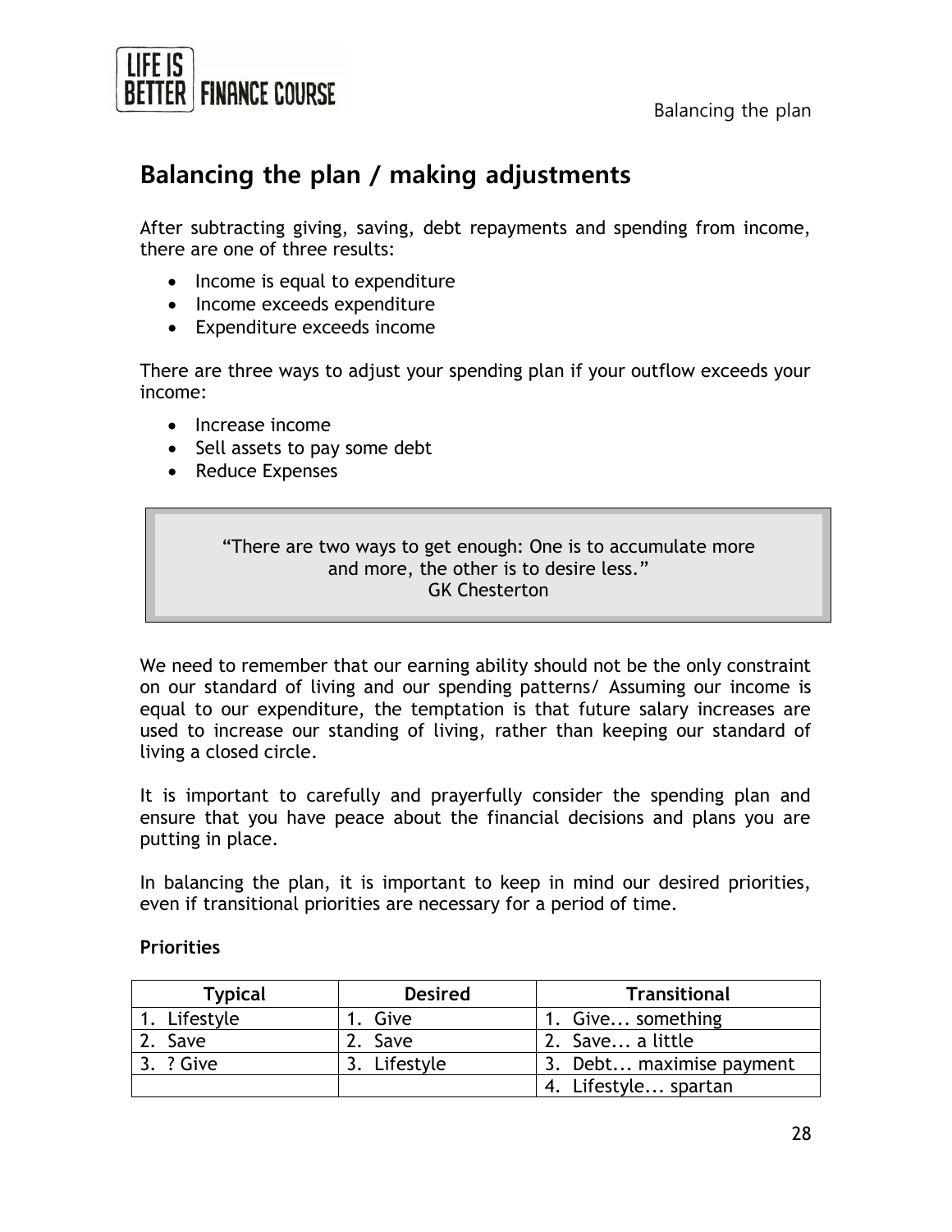## Balancing the plan / making adjustments

After subtracting giving, saving, debt repayments and spending from income, there are one of three results:

- Income is equal to expenditure
- Income exceeds expenditure
- Expenditure exceeds income

There are three ways to adjust your spending plan if your outflow exceeds your income:

- Increase income
- Sell assets to pay some debt
- Reduce Expenses

> "There are two ways to get enough: One is to accumulate more and more, the other is to desire less."
> GK Chesterton

We need to remember that our earning ability should not be the only constraint on our standard of living and our spending patterns/ Assuming our income is equal to our expenditure, the temptation is that future salary increases are used to increase our standing of living, rather than keeping our standard of living a closed circle.

It is important to carefully and prayerfully consider the spending plan and ensure that you have peace about the financial decisions and plans you are putting in place.

In balancing the plan, it is important to keep in mind our desired priorities, even if transitional priorities are necessary for a period of time.

**Priorities**

| Typical | Desired | Transitional |
|---|---|---|
| 1. Lifestyle | 1. Give | 1. Give... something |
| 2. Save | 2. Save | 2. Save... a little |
| 3. ? Give | 3. Lifestyle | 3. Debt... maximise payment |
| | | 4. Lifestyle... spartan |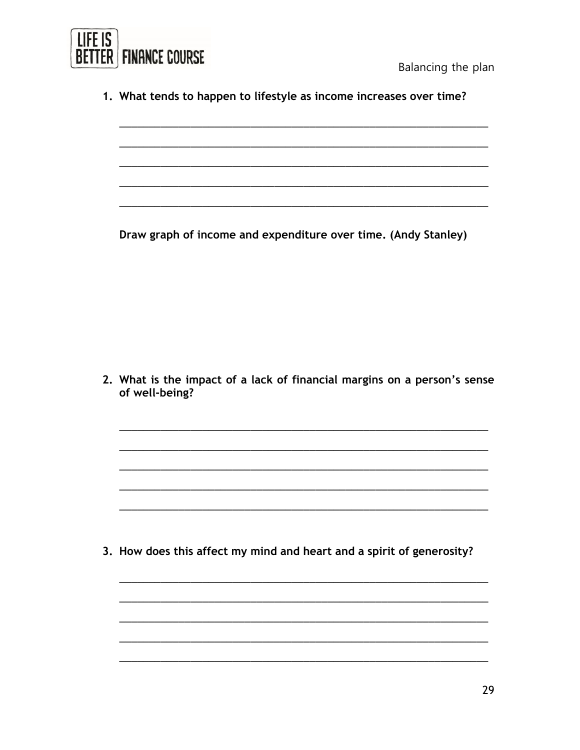Balancing the plan

1. **What tends to happen to lifestyle as income increases over time?**

___________________________________________________________

___________________________________________________________

___________________________________________________________

___________________________________________________________

___________________________________________________________

**Draw graph of income and expenditure over time. (Andy Stanley)**

2. **What is the impact of a lack of financial margins on a person's sense of well-being?**

___________________________________________________________

___________________________________________________________

___________________________________________________________

___________________________________________________________

___________________________________________________________

3. **How does this affect my mind and heart and a spirit of generosity?**

___________________________________________________________

___________________________________________________________

___________________________________________________________

___________________________________________________________

___________________________________________________________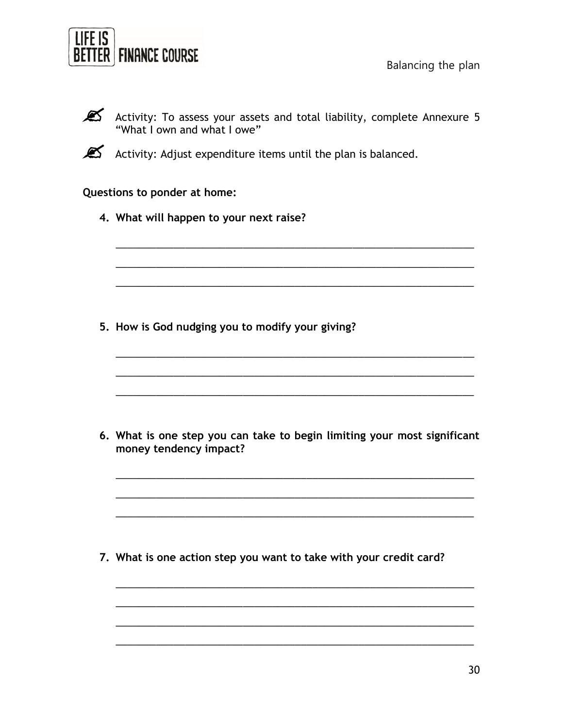Activity: To assess your assets and total liability, complete Annexure 5 "What I own and what I owe"

Activity: Adjust expenditure items until the plan is balanced.

**Questions to ponder at home:**

4. **What will happen to your next raise?**

_______________________________________________________________

_______________________________________________________________

_______________________________________________________________

5. **How is God nudging you to modify your giving?**

_______________________________________________________________

_______________________________________________________________

_______________________________________________________________

6. **What is one step you can take to begin limiting your most significant money tendency impact?**

_______________________________________________________________

_______________________________________________________________

_______________________________________________________________

7. **What is one action step you want to take with your credit card?**

_______________________________________________________________

_______________________________________________________________

_______________________________________________________________

_______________________________________________________________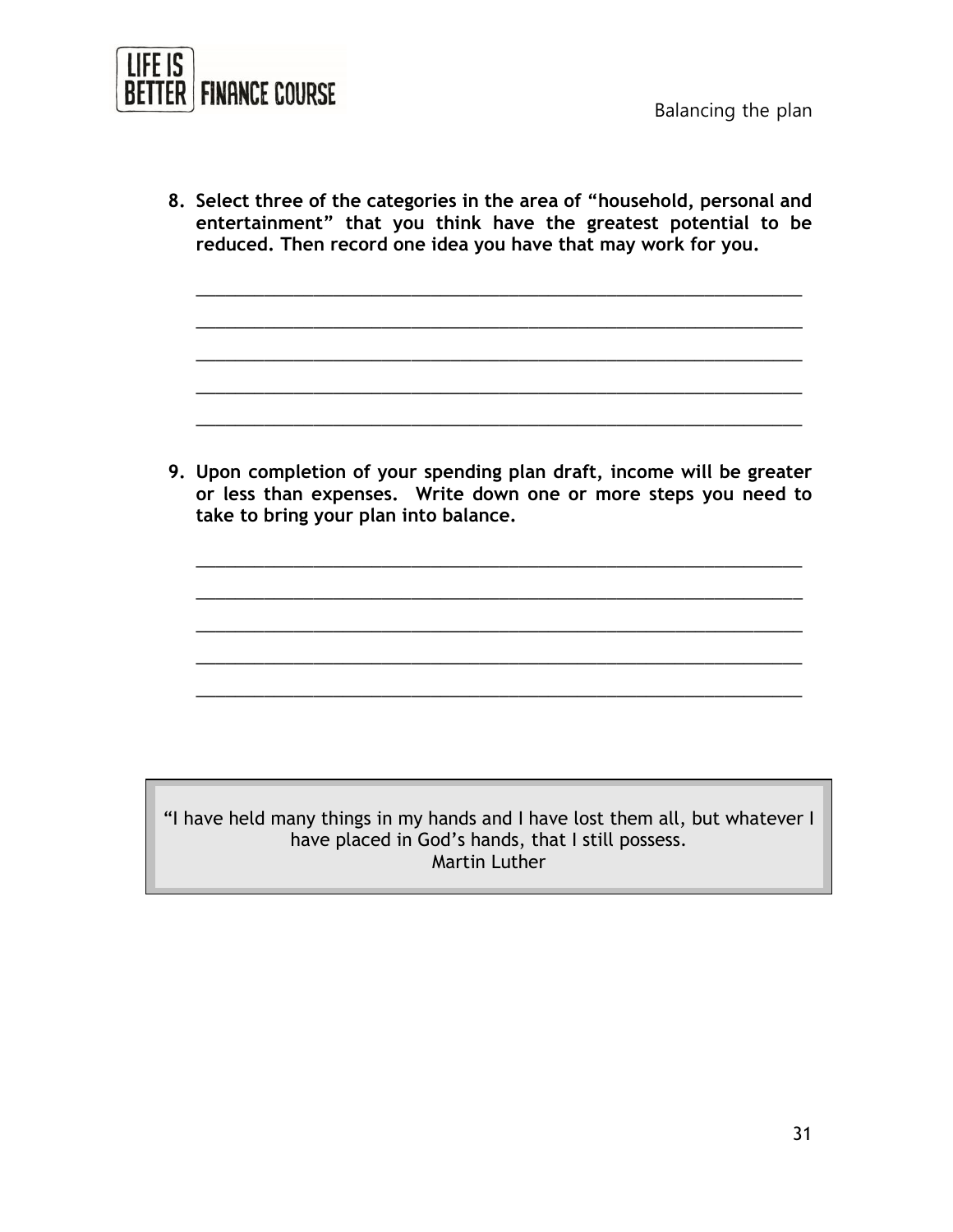8. **Select three of the categories in the area of "household, personal and entertainment" that you think have the greatest potential to be reduced. Then record one idea you have that may work for you.**

_______________________________________________________________

_______________________________________________________________

_______________________________________________________________

_______________________________________________________________

_______________________________________________________________

9. **Upon completion of your spending plan draft, income will be greater or less than expenses. Write down one or more steps you need to take to bring your plan into balance.**

_______________________________________________________________

_______________________________________________________________

_______________________________________________________________

_______________________________________________________________

_______________________________________________________________

> "I have held many things in my hands and I have lost them all, but whatever I have placed in God's hands, that I still possess.
> Martin Luther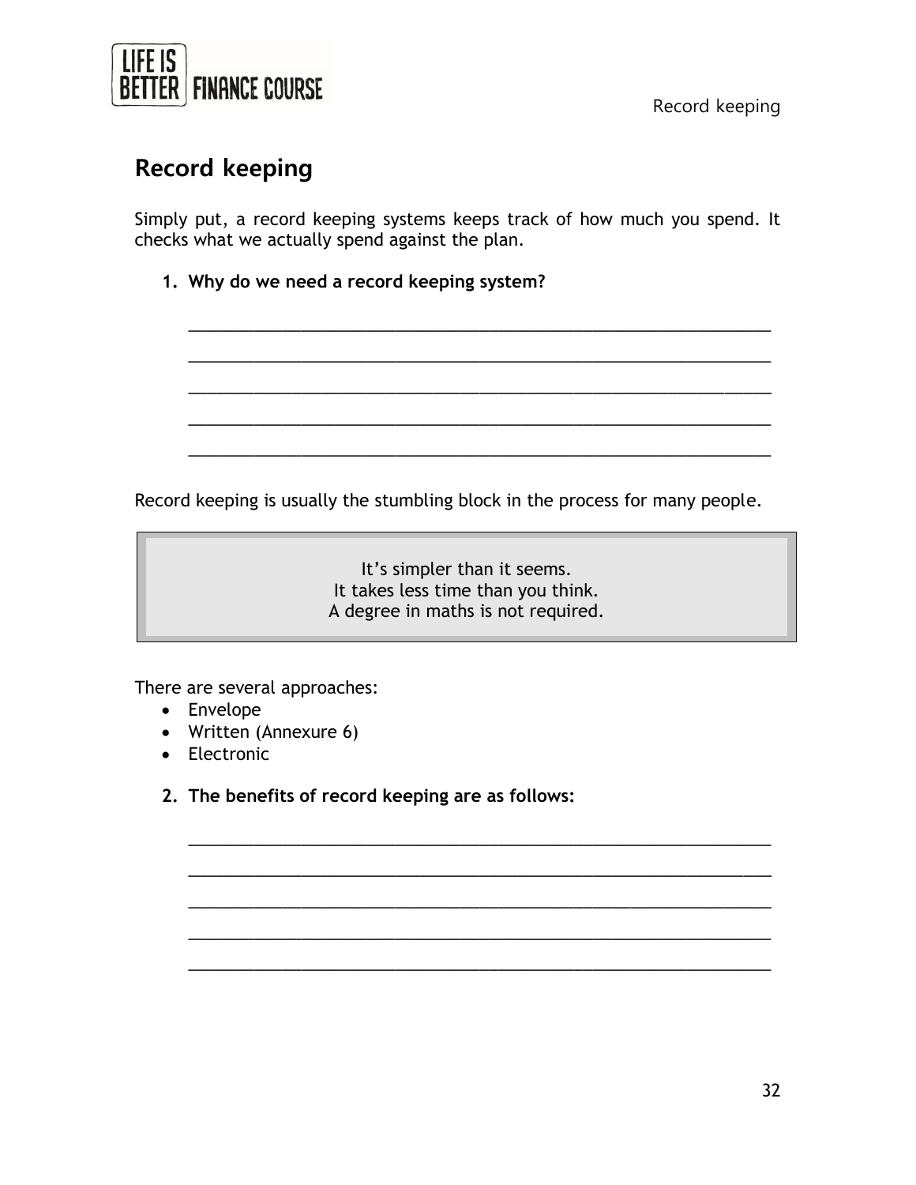# Record keeping

Simply put, a record keeping systems keeps track of how much you spend. It checks what we actually spend against the plan.

1. **Why do we need a record keeping system?**

_______________________________________________________________

_______________________________________________________________

_______________________________________________________________

_______________________________________________________________

_______________________________________________________________

Record keeping is usually the stumbling block in the process for many people.

> It's simpler than it seems.
> It takes less time than you think.
> A degree in maths is not required.

There are several approaches:

- Envelope
- Written (Annexure 6)
- Electronic

2. **The benefits of record keeping are as follows:**

_______________________________________________________________

_______________________________________________________________

_______________________________________________________________

_______________________________________________________________

_______________________________________________________________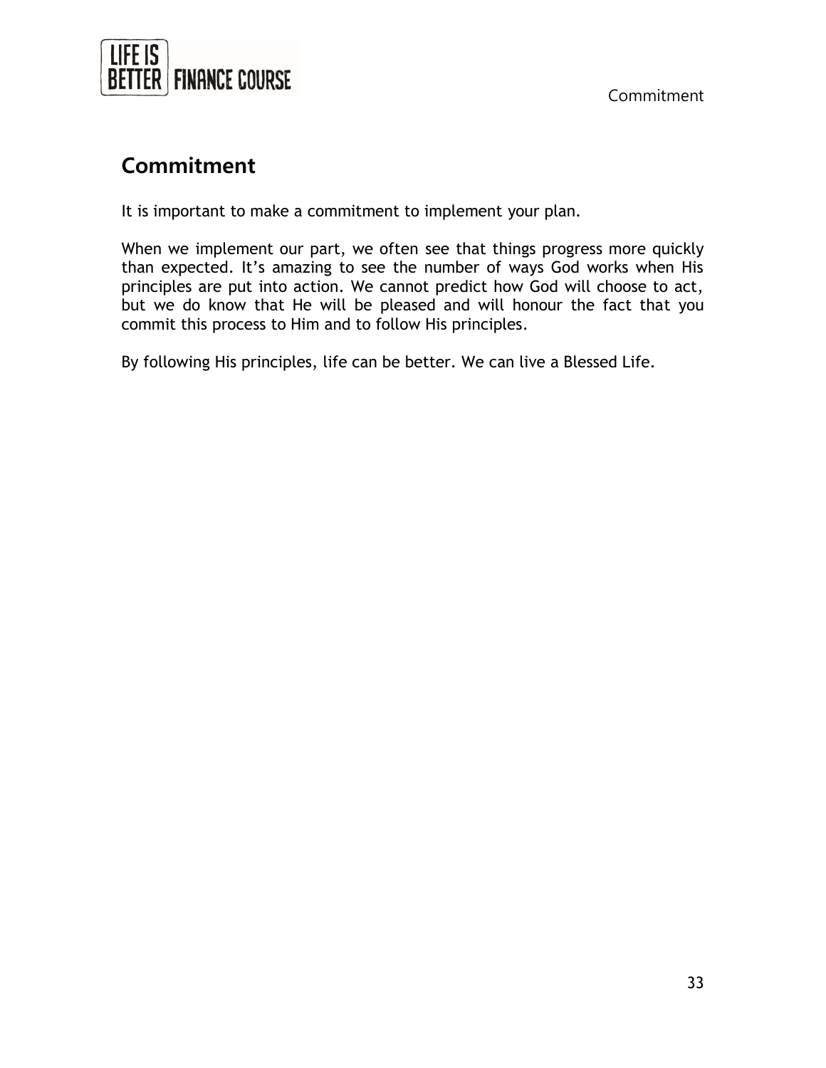## Commitment

It is important to make a commitment to implement your plan.

When we implement our part, we often see that things progress more quickly than expected. It's amazing to see the number of ways God works when His principles are put into action. We cannot predict how God will choose to act, but we do know that He will be pleased and will honour the fact that you commit this process to Him and to follow His principles.

By following His principles, life can be better. We can live a Blessed Life.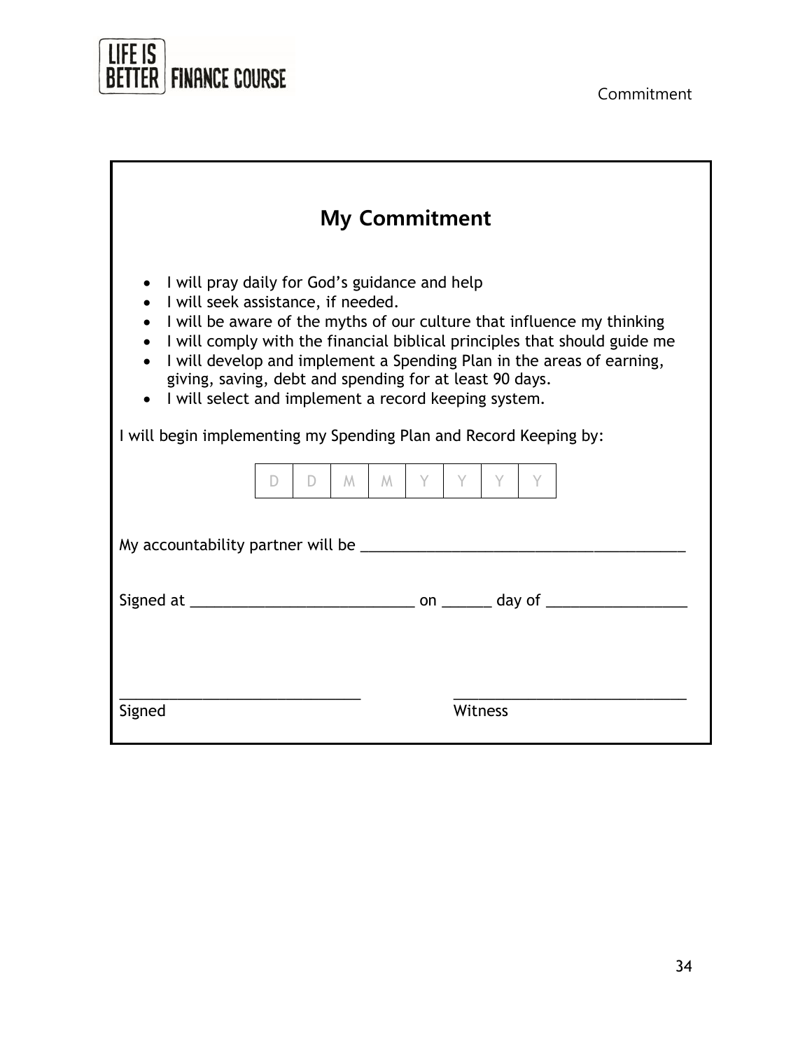## My Commitment

- I will pray daily for God’s guidance and help
- I will seek assistance, if needed.
- I will be aware of the myths of our culture that influence my thinking
- I will comply with the financial biblical principles that should guide me
- I will develop and implement a Spending Plan in the areas of earning, giving, saving, debt and spending for at least 90 days.
- I will select and implement a record keeping system.

I will begin implementing my Spending Plan and Record Keeping by:

| D | D | M | M | Y | Y | Y | Y |
|---|---|---|---|---|---|---|---|

My accountability partner will be ______________________________________

Signed at ___________________________ on ______ day of _________________

_____________________________ &nbsp;&nbsp;&nbsp;&nbsp;&nbsp;&nbsp;&nbsp;&nbsp; ____________________________

Signed &nbsp;&nbsp;&nbsp;&nbsp;&nbsp;&nbsp;&nbsp;&nbsp;&nbsp;&nbsp;&nbsp;&nbsp;&nbsp;&nbsp;&nbsp;&nbsp;&nbsp;&nbsp;&nbsp;&nbsp;&nbsp;&nbsp;&nbsp;&nbsp;&nbsp;&nbsp;&nbsp;&nbsp;&nbsp;&nbsp; Witness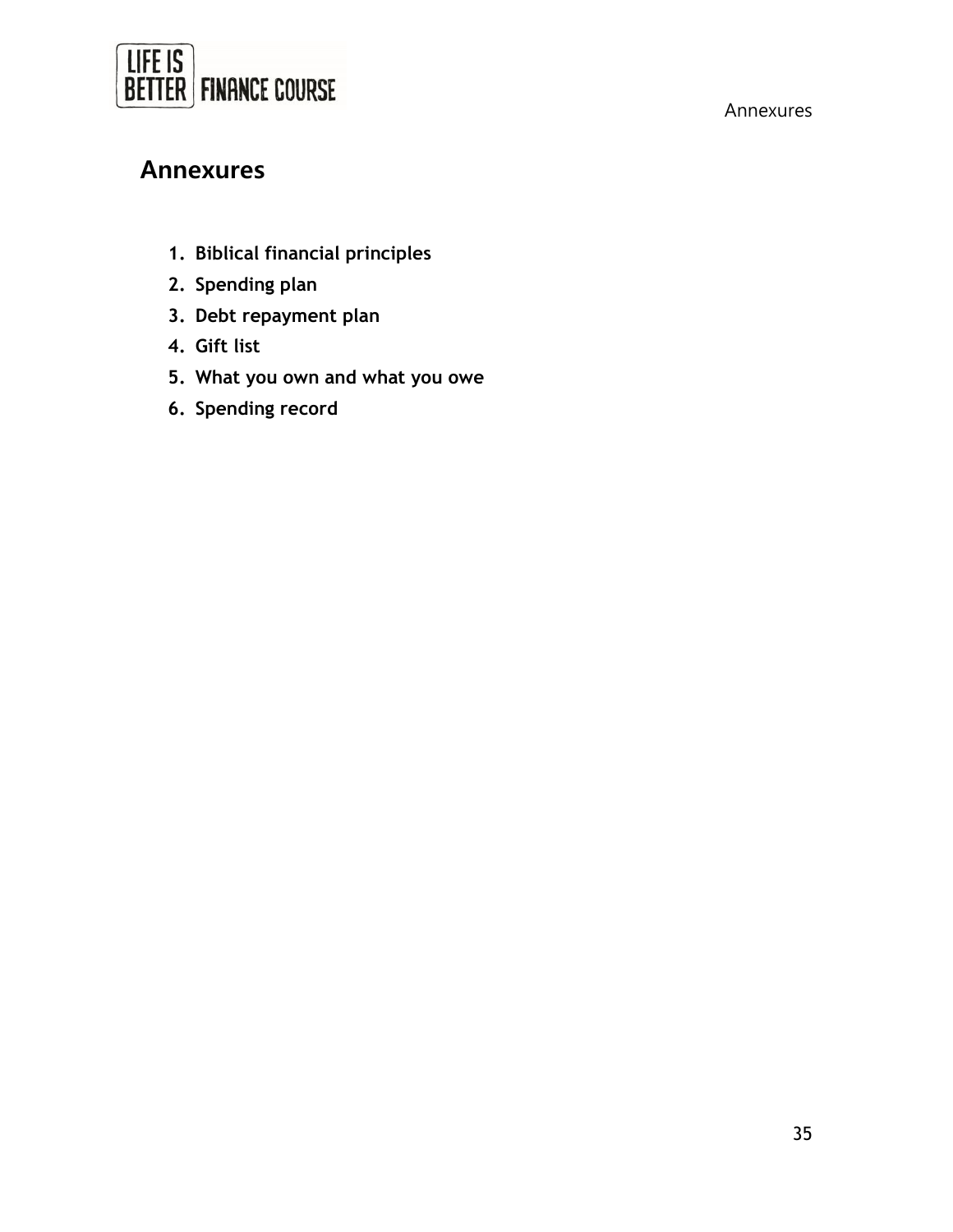## Annexures

1. **Biblical financial principles**
2. **Spending plan**
3. **Debt repayment plan**
4. **Gift list**
5. **What you own and what you owe**
6. **Spending record**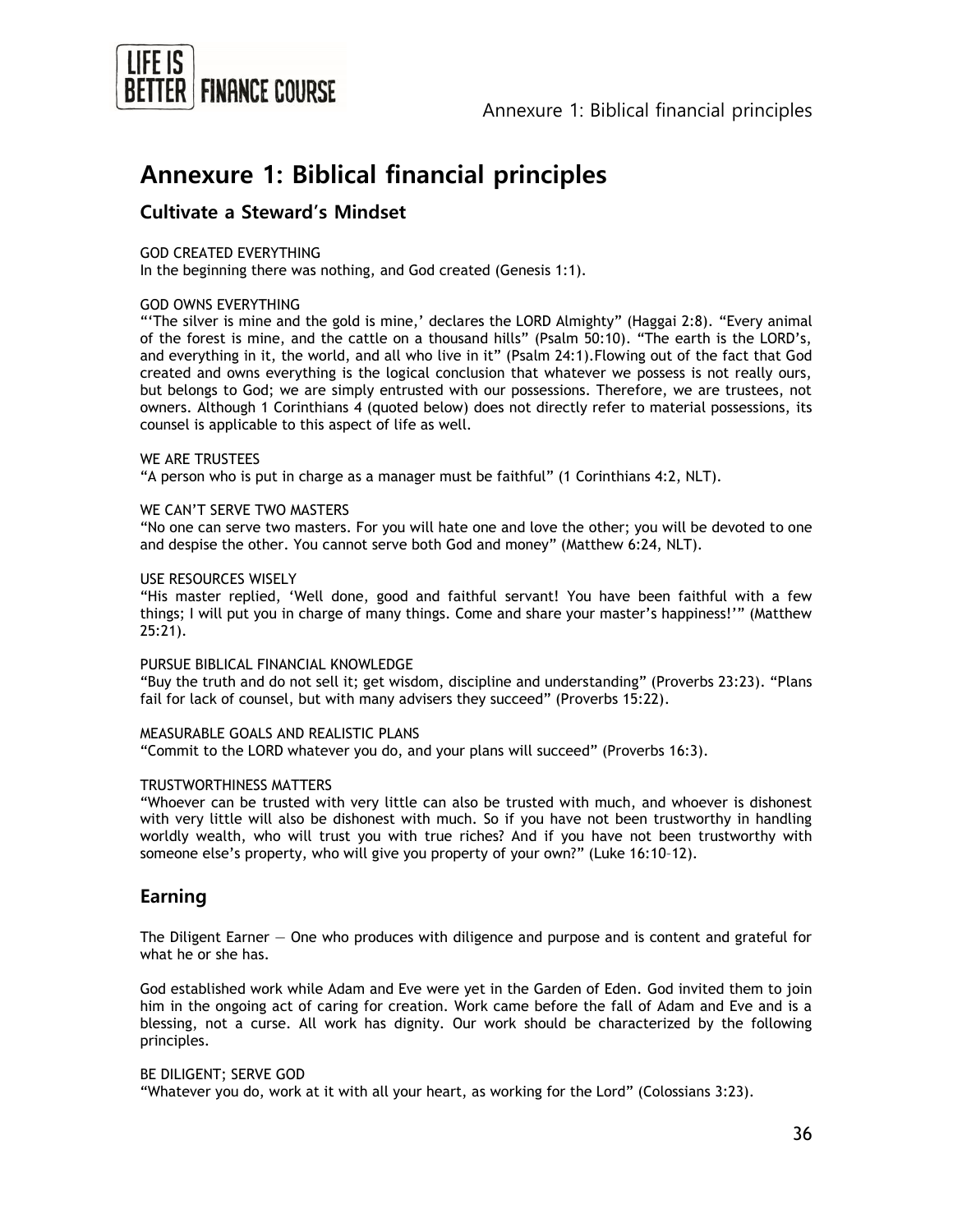# Annexure 1: Biblical financial principles

## Cultivate a Steward's Mindset

GOD CREATED EVERYTHING

In the beginning there was nothing, and God created (Genesis 1:1).

GOD OWNS EVERYTHING

"'The silver is mine and the gold is mine,' declares the LORD Almighty" (Haggai 2:8). "Every animal of the forest is mine, and the cattle on a thousand hills" (Psalm 50:10). "The earth is the LORD's, and everything in it, the world, and all who live in it" (Psalm 24:1).Flowing out of the fact that God created and owns everything is the logical conclusion that whatever we possess is not really ours, but belongs to God; we are simply entrusted with our possessions. Therefore, we are trustees, not owners. Although 1 Corinthians 4 (quoted below) does not directly refer to material possessions, its counsel is applicable to this aspect of life as well.

WE ARE TRUSTEES

"A person who is put in charge as a manager must be faithful" (1 Corinthians 4:2, NLT).

WE CAN'T SERVE TWO MASTERS

"No one can serve two masters. For you will hate one and love the other; you will be devoted to one and despise the other. You cannot serve both God and money" (Matthew 6:24, NLT).

USE RESOURCES WISELY

"His master replied, 'Well done, good and faithful servant! You have been faithful with a few things; I will put you in charge of many things. Come and share your master's happiness!'" (Matthew 25:21).

PURSUE BIBLICAL FINANCIAL KNOWLEDGE

"Buy the truth and do not sell it; get wisdom, discipline and understanding" (Proverbs 23:23). "Plans fail for lack of counsel, but with many advisers they succeed" (Proverbs 15:22).

MEASURABLE GOALS AND REALISTIC PLANS

"Commit to the LORD whatever you do, and your plans will succeed" (Proverbs 16:3).

TRUSTWORTHINESS MATTERS

"Whoever can be trusted with very little can also be trusted with much, and whoever is dishonest with very little will also be dishonest with much. So if you have not been trustworthy in handling worldly wealth, who will trust you with true riches? And if you have not been trustworthy with someone else's property, who will give you property of your own?" (Luke 16:10–12).

## Earning

The Diligent Earner — One who produces with diligence and purpose and is content and grateful for what he or she has.

God established work while Adam and Eve were yet in the Garden of Eden. God invited them to join him in the ongoing act of caring for creation. Work came before the fall of Adam and Eve and is a blessing, not a curse. All work has dignity. Our work should be characterized by the following principles.

BE DILIGENT; SERVE GOD

"Whatever you do, work at it with all your heart, as working for the Lord" (Colossians 3:23).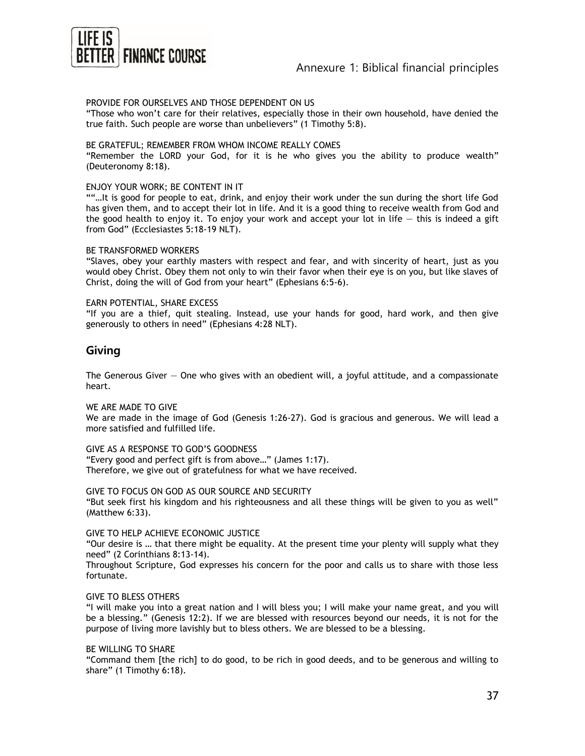PROVIDE FOR OURSELVES AND THOSE DEPENDENT ON US

"Those who won't care for their relatives, especially those in their own household, have denied the true faith. Such people are worse than unbelievers" (1 Timothy 5:8).

BE GRATEFUL; REMEMBER FROM WHOM INCOME REALLY COMES

"Remember the LORD your God, for it is he who gives you the ability to produce wealth" (Deuteronomy 8:18).

ENJOY YOUR WORK; BE CONTENT IN IT

""…It is good for people to eat, drink, and enjoy their work under the sun during the short life God has given them, and to accept their lot in life. And it is a good thing to receive wealth from God and the good health to enjoy it. To enjoy your work and accept your lot in life — this is indeed a gift from God" (Ecclesiastes 5:18-19 NLT).

BE TRANSFORMED WORKERS

"Slaves, obey your earthly masters with respect and fear, and with sincerity of heart, just as you would obey Christ. Obey them not only to win their favor when their eye is on you, but like slaves of Christ, doing the will of God from your heart" (Ephesians 6:5-6).

EARN POTENTIAL, SHARE EXCESS

"If you are a thief, quit stealing. Instead, use your hands for good, hard work, and then give generously to others in need" (Ephesians 4:28 NLT).

## Giving

The Generous Giver — One who gives with an obedient will, a joyful attitude, and a compassionate heart.

WE ARE MADE TO GIVE

We are made in the image of God (Genesis 1:26-27). God is gracious and generous. We will lead a more satisfied and fulfilled life.

GIVE AS A RESPONSE TO GOD'S GOODNESS

"Every good and perfect gift is from above…" (James 1:17).
Therefore, we give out of gratefulness for what we have received.

GIVE TO FOCUS ON GOD AS OUR SOURCE AND SECURITY

"But seek first his kingdom and his righteousness and all these things will be given to you as well" (Matthew 6:33).

GIVE TO HELP ACHIEVE ECONOMIC JUSTICE

"Our desire is … that there might be equality. At the present time your plenty will supply what they need" (2 Corinthians 8:13-14).
Throughout Scripture, God expresses his concern for the poor and calls us to share with those less fortunate.

GIVE TO BLESS OTHERS

"I will make you into a great nation and I will bless you; I will make your name great, and you will be a blessing." (Genesis 12:2). If we are blessed with resources beyond our needs, it is not for the purpose of living more lavishly but to bless others. We are blessed to be a blessing.

BE WILLING TO SHARE

"Command them [the rich] to do good, to be rich in good deeds, and to be generous and willing to share" (1 Timothy 6:18).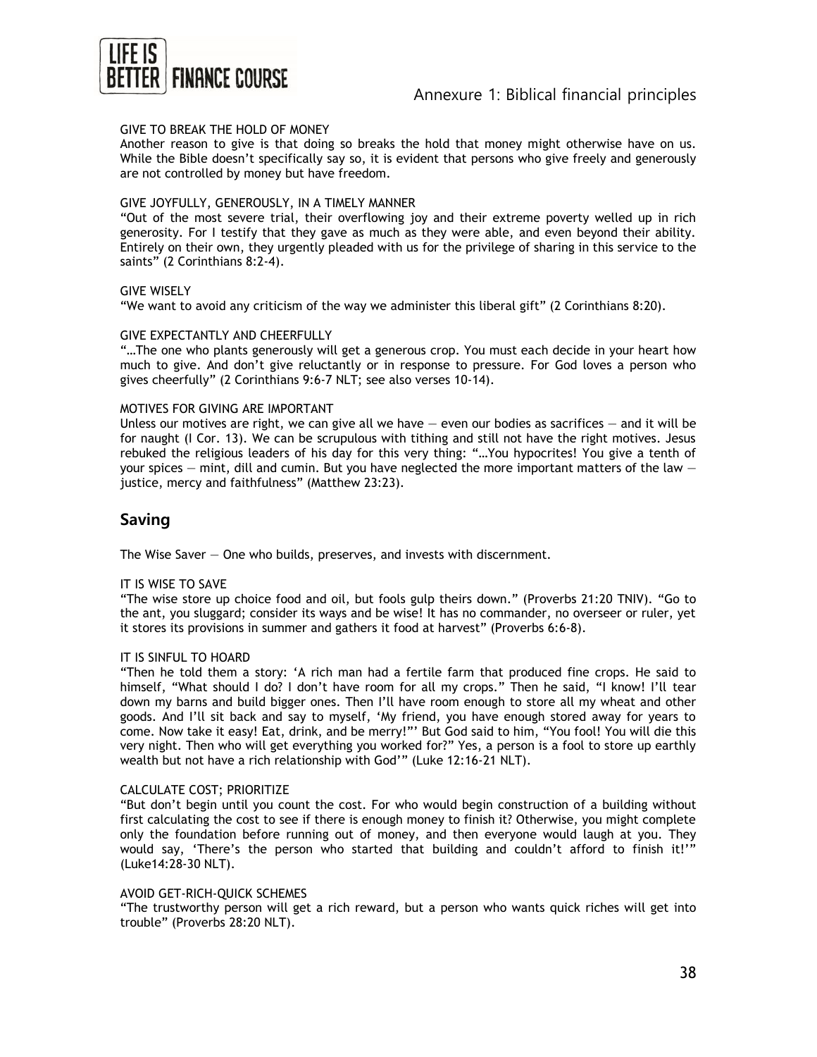GIVE TO BREAK THE HOLD OF MONEY

Another reason to give is that doing so breaks the hold that money might otherwise have on us. While the Bible doesn't specifically say so, it is evident that persons who give freely and generously are not controlled by money but have freedom.

GIVE JOYFULLY, GENEROUSLY, IN A TIMELY MANNER

"Out of the most severe trial, their overflowing joy and their extreme poverty welled up in rich generosity. For I testify that they gave as much as they were able, and even beyond their ability. Entirely on their own, they urgently pleaded with us for the privilege of sharing in this service to the saints" (2 Corinthians 8:2-4).

GIVE WISELY

"We want to avoid any criticism of the way we administer this liberal gift" (2 Corinthians 8:20).

GIVE EXPECTANTLY AND CHEERFULLY

"…The one who plants generously will get a generous crop. You must each decide in your heart how much to give. And don't give reluctantly or in response to pressure. For God loves a person who gives cheerfully" (2 Corinthians 9:6-7 NLT; see also verses 10-14).

MOTIVES FOR GIVING ARE IMPORTANT

Unless our motives are right, we can give all we have — even our bodies as sacrifices — and it will be for naught (I Cor. 13). We can be scrupulous with tithing and still not have the right motives. Jesus rebuked the religious leaders of his day for this very thing: "…You hypocrites! You give a tenth of your spices — mint, dill and cumin. But you have neglected the more important matters of the law — justice, mercy and faithfulness" (Matthew 23:23).

## Saving

The Wise Saver — One who builds, preserves, and invests with discernment.

IT IS WISE TO SAVE

"The wise store up choice food and oil, but fools gulp theirs down." (Proverbs 21:20 TNIV). "Go to the ant, you sluggard; consider its ways and be wise! It has no commander, no overseer or ruler, yet it stores its provisions in summer and gathers it food at harvest" (Proverbs 6:6-8).

IT IS SINFUL TO HOARD

"Then he told them a story: 'A rich man had a fertile farm that produced fine crops. He said to himself, "What should I do? I don't have room for all my crops." Then he said, "I know! I'll tear down my barns and build bigger ones. Then I'll have room enough to store all my wheat and other goods. And I'll sit back and say to myself, 'My friend, you have enough stored away for years to come. Now take it easy! Eat, drink, and be merry!"' But God said to him, "You fool! You will die this very night. Then who will get everything you worked for?" Yes, a person is a fool to store up earthly wealth but not have a rich relationship with God'" (Luke 12:16-21 NLT).

CALCULATE COST; PRIORITIZE

"But don't begin until you count the cost. For who would begin construction of a building without first calculating the cost to see if there is enough money to finish it? Otherwise, you might complete only the foundation before running out of money, and then everyone would laugh at you. They would say, 'There's the person who started that building and couldn't afford to finish it!'" (Luke14:28-30 NLT).

AVOID GET-RICH-QUICK SCHEMES

"The trustworthy person will get a rich reward, but a person who wants quick riches will get into trouble" (Proverbs 28:20 NLT).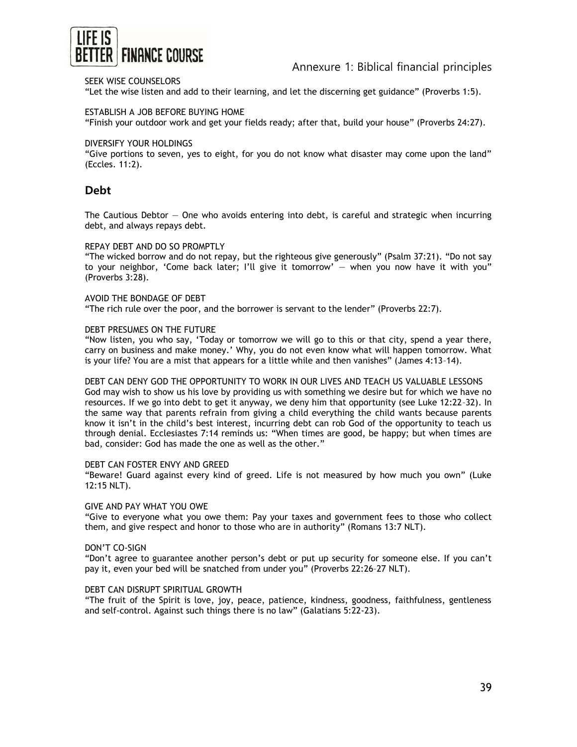SEEK WISE COUNSELORS

"Let the wise listen and add to their learning, and let the discerning get guidance" (Proverbs 1:5).

ESTABLISH A JOB BEFORE BUYING HOME

"Finish your outdoor work and get your fields ready; after that, build your house" (Proverbs 24:27).

DIVERSIFY YOUR HOLDINGS

"Give portions to seven, yes to eight, for you do not know what disaster may come upon the land" (Eccles. 11:2).

## Debt

The Cautious Debtor — One who avoids entering into debt, is careful and strategic when incurring debt, and always repays debt.

REPAY DEBT AND DO SO PROMPTLY

"The wicked borrow and do not repay, but the righteous give generously" (Psalm 37:21). "Do not say to your neighbor, 'Come back later; I'll give it tomorrow' — when you now have it with you" (Proverbs 3:28).

AVOID THE BONDAGE OF DEBT

"The rich rule over the poor, and the borrower is servant to the lender" (Proverbs 22:7).

DEBT PRESUMES ON THE FUTURE

"Now listen, you who say, 'Today or tomorrow we will go to this or that city, spend a year there, carry on business and make money.' Why, you do not even know what will happen tomorrow. What is your life? You are a mist that appears for a little while and then vanishes" (James 4:13–14).

DEBT CAN DENY GOD THE OPPORTUNITY TO WORK IN OUR LIVES AND TEACH US VALUABLE LESSONS

God may wish to show us his love by providing us with something we desire but for which we have no resources. If we go into debt to get it anyway, we deny him that opportunity (see Luke 12:22–32). In the same way that parents refrain from giving a child everything the child wants because parents know it isn't in the child's best interest, incurring debt can rob God of the opportunity to teach us through denial. Ecclesiastes 7:14 reminds us: "When times are good, be happy; but when times are bad, consider: God has made the one as well as the other."

DEBT CAN FOSTER ENVY AND GREED

"Beware! Guard against every kind of greed. Life is not measured by how much you own" (Luke 12:15 NLT).

GIVE AND PAY WHAT YOU OWE

"Give to everyone what you owe them: Pay your taxes and government fees to those who collect them, and give respect and honor to those who are in authority" (Romans 13:7 NLT).

DON'T CO-SIGN

"Don't agree to guarantee another person's debt or put up security for someone else. If you can't pay it, even your bed will be snatched from under you" (Proverbs 22:26–27 NLT).

DEBT CAN DISRUPT SPIRITUAL GROWTH

"The fruit of the Spirit is love, joy, peace, patience, kindness, goodness, faithfulness, gentleness and self-control. Against such things there is no law" (Galatians 5:22-23).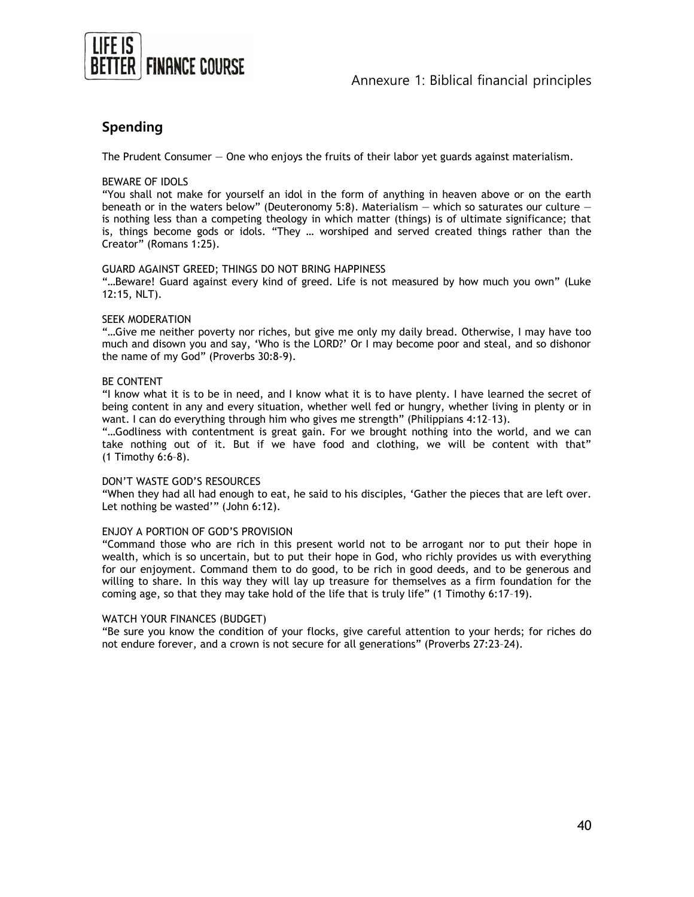## Spending

The Prudent Consumer — One who enjoys the fruits of their labor yet guards against materialism.

BEWARE OF IDOLS

“You shall not make for yourself an idol in the form of anything in heaven above or on the earth beneath or in the waters below” (Deuteronomy 5:8). Materialism — which so saturates our culture — is nothing less than a competing theology in which matter (things) is of ultimate significance; that is, things become gods or idols. “They … worshiped and served created things rather than the Creator” (Romans 1:25).

GUARD AGAINST GREED; THINGS DO NOT BRING HAPPINESS

“…Beware! Guard against every kind of greed. Life is not measured by how much you own” (Luke 12:15, NLT).

SEEK MODERATION

“…Give me neither poverty nor riches, but give me only my daily bread. Otherwise, I may have too much and disown you and say, ‘Who is the LORD?’ Or I may become poor and steal, and so dishonor the name of my God” (Proverbs 30:8-9).

BE CONTENT

“I know what it is to be in need, and I know what it is to have plenty. I have learned the secret of being content in any and every situation, whether well fed or hungry, whether living in plenty or in want. I can do everything through him who gives me strength” (Philippians 4:12–13).

“…Godliness with contentment is great gain. For we brought nothing into the world, and we can take nothing out of it. But if we have food and clothing, we will be content with that” (1 Timothy 6:6–8).

DON’T WASTE GOD’S RESOURCES

“When they had all had enough to eat, he said to his disciples, ‘Gather the pieces that are left over. Let nothing be wasted’” (John 6:12).

ENJOY A PORTION OF GOD’S PROVISION

“Command those who are rich in this present world not to be arrogant nor to put their hope in wealth, which is so uncertain, but to put their hope in God, who richly provides us with everything for our enjoyment. Command them to do good, to be rich in good deeds, and to be generous and willing to share. In this way they will lay up treasure for themselves as a firm foundation for the coming age, so that they may take hold of the life that is truly life” (1 Timothy 6:17–19).

WATCH YOUR FINANCES (BUDGET)

“Be sure you know the condition of your flocks, give careful attention to your herds; for riches do not endure forever, and a crown is not secure for all generations” (Proverbs 27:23–24).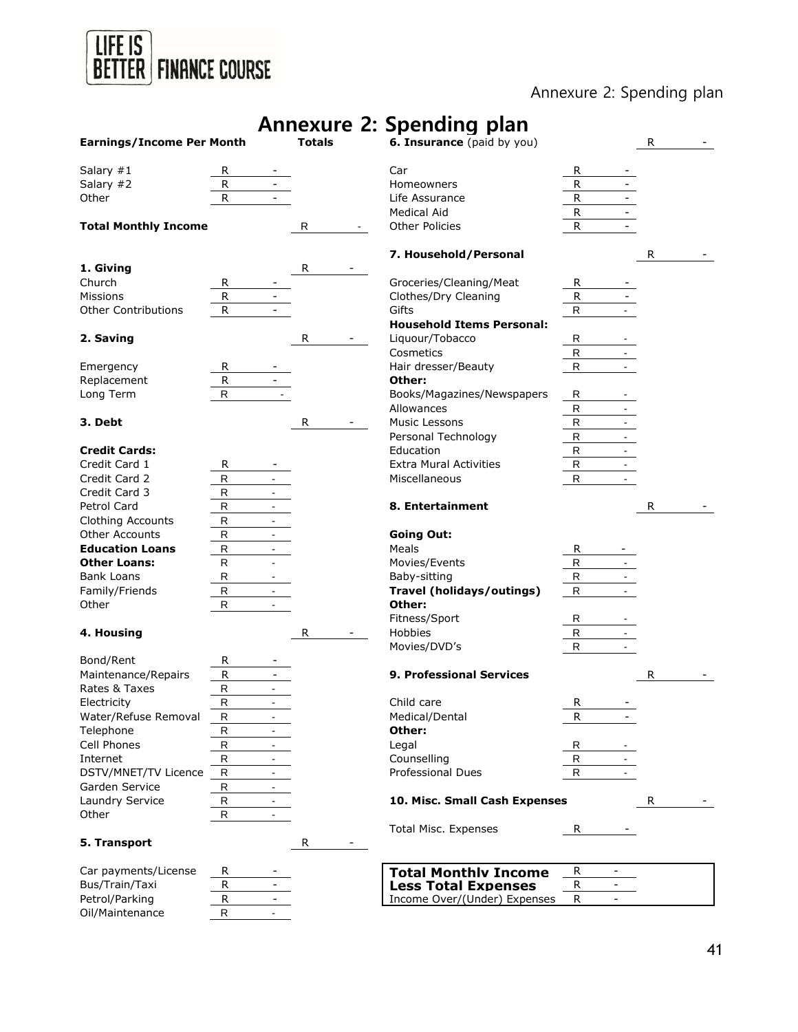# Annexure 2: Spending plan

| Earnings/Income Per Month | | Totals |
|---|---|---|
| Salary #1 | R - | |
| Salary #2 | R - | |
| Other | R - | |
| **Total Monthly Income** | | R - |
| **1. Giving** | | R - |
| Church | R - | |
| Missions | R - | |
| Other Contributions | R - | |
| **2. Saving** | | R - |
| Emergency | R - | |
| Replacement | R - | |
| Long Term | R - | |
| **3. Debt** | | R - |
| **Credit Cards:** | | |
| Credit Card 1 | R - | |
| Credit Card 2 | R - | |
| Credit Card 3 | R - | |
| Petrol Card | R - | |
| Clothing Accounts | R - | |
| Other Accounts | R - | |
| **Education Loans** | R - | |
| **Other Loans:** | R - | |
| Bank Loans | R - | |
| Family/Friends | R - | |
| Other | R - | |
| **4. Housing** | | R - |
| Bond/Rent | R - | |
| Maintenance/Repairs | R - | |
| Rates & Taxes | R - | |
| Electricity | R - | |
| Water/Refuse Removal | R - | |
| Telephone | R - | |
| Cell Phones | R - | |
| Internet | R - | |
| DSTV/MNET/TV Licence | R - | |
| Garden Service | R - | |
| Laundry Service | R - | |
| Other | R - | |
| **5. Transport** | | R - |
| Car payments/License | R - | |
| Bus/Train/Taxi | R - | |
| Petrol/Parking | R - | |
| Oil/Maintenance | R - | |

| **6. Insurance** (paid by you) | | R - |
|---|---|---|
| Car | R - | |
| Homeowners | R - | |
| Life Assurance | R - | |
| Medical Aid | R - | |
| Other Policies | R - | |
| **7. Household/Personal** | | R - |
| Groceries/Cleaning/Meat | R - | |
| Clothes/Dry Cleaning | R - | |
| Gifts | R - | |
| **Household Items Personal:** | | |
| Liquour/Tobacco | R - | |
| Cosmetics | R - | |
| Hair dresser/Beauty | R - | |
| **Other:** | | |
| Books/Magazines/Newspapers | R - | |
| Allowances | R - | |
| Music Lessons | R - | |
| Personal Technology | R - | |
| Education | R - | |
| Extra Mural Activities | R - | |
| Miscellaneous | R - | |
| **8. Entertainment** | | R - |
| **Going Out:** | | |
| Meals | R - | |
| Movies/Events | R - | |
| Baby-sitting | R - | |
| **Travel (holidays/outings)** | R - | |
| **Other:** | | |
| Fitness/Sport | R - | |
| Hobbies | R - | |
| Movies/DVD's | R - | |
| **9. Professional Services** | | R - |
| Child care | R - | |
| Medical/Dental | R - | |
| **Other:** | | |
| Legal | R - | |
| Counselling | R - | |
| Professional Dues | R - | |
| **10. Misc. Small Cash Expenses** | | R - |
| Total Misc. Expenses | R - | |

| | |
|---|---|
| **Total Monthly Income** | R - |
| **Less Total Expenses** | R - |
| Income Over/(Under) Expenses | R - |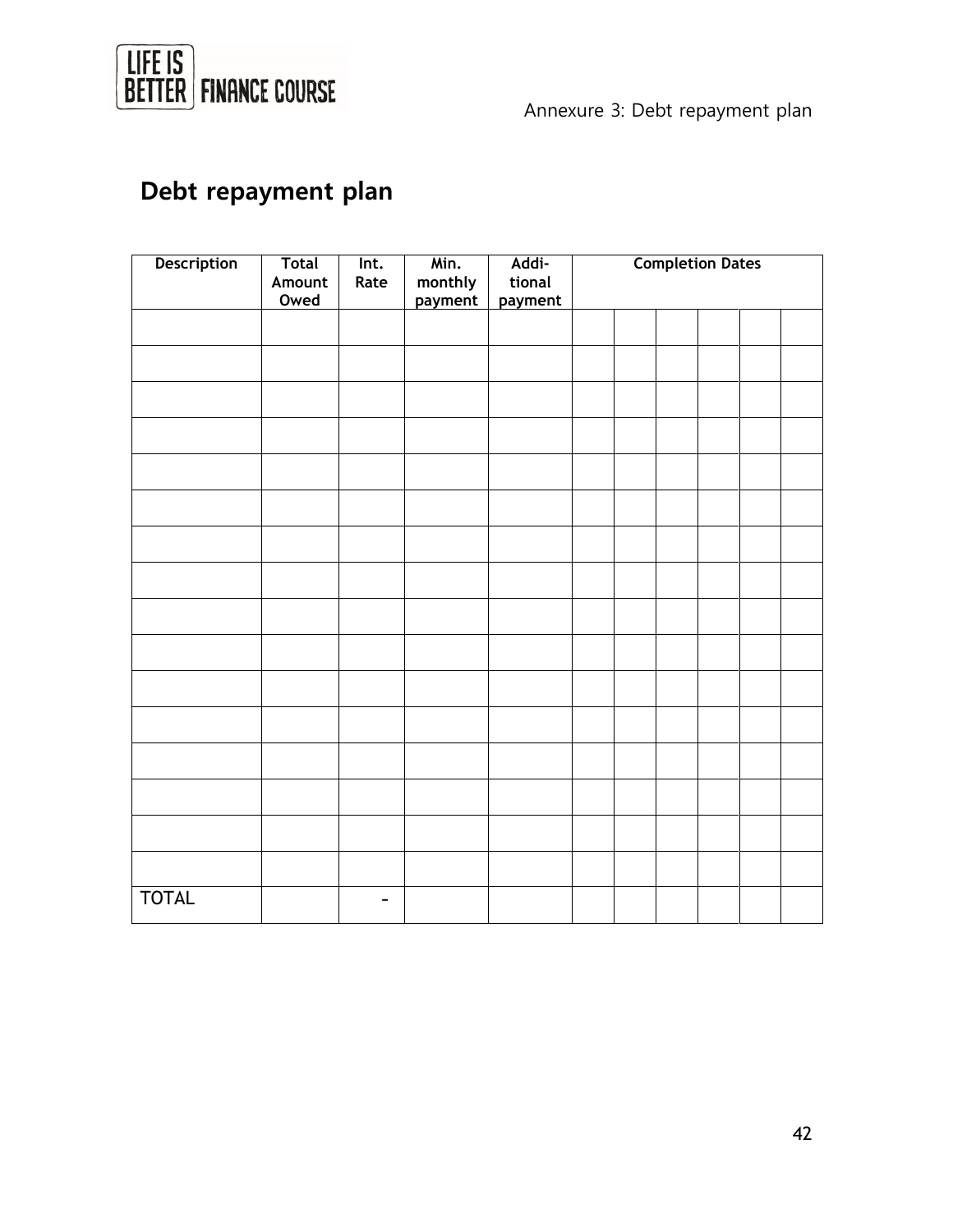# Debt repayment plan

| Description | Total Amount Owed | Int. Rate | Min. monthly payment | Addi-tional payment | Completion Dates | | | | | | |
|---|---|---|---|---|---|---|---|---|---|---|---|
| | | | | | | | | | | | |
| | | | | | | | | | | | |
| | | | | | | | | | | | |
| | | | | | | | | | | | |
| | | | | | | | | | | | |
| | | | | | | | | | | | |
| | | | | | | | | | | | |
| | | | | | | | | | | | |
| | | | | | | | | | | | |
| | | | | | | | | | | | |
| | | | | | | | | | | | |
| | | | | | | | | | | | |
| | | | | | | | | | | | |
| | | | | | | | | | | | |
| | | | | | | | | | | | |
| | | | | | | | | | | | |
| TOTAL | | - | | | | | | | | | |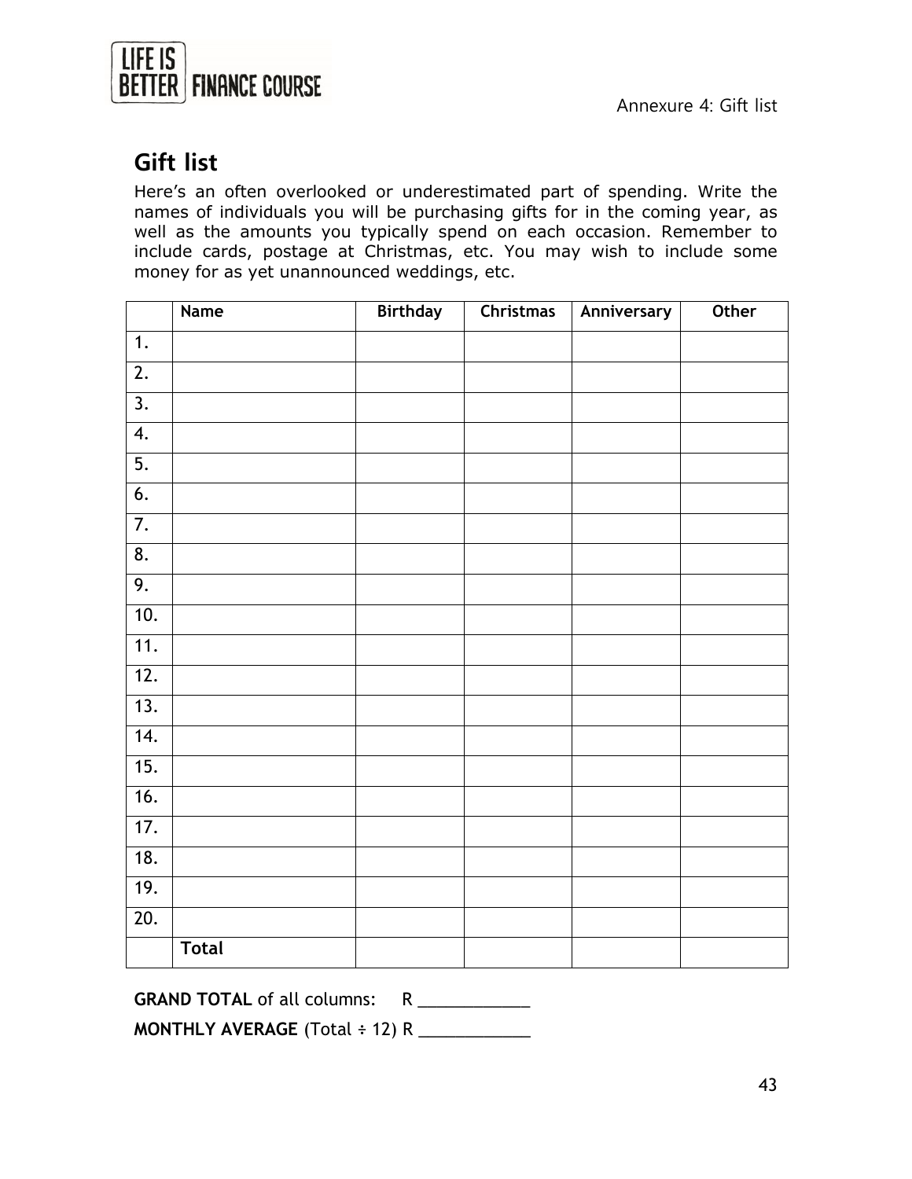Annexure 4: Gift list

## Gift list

Here's an often overlooked or underestimated part of spending. Write the names of individuals you will be purchasing gifts for in the coming year, as well as the amounts you typically spend on each occasion. Remember to include cards, postage at Christmas, etc. You may wish to include some money for as yet unannounced weddings, etc.

| | Name | Birthday | Christmas | Anniversary | Other |
|---|---|---|---|---|---|
| 1. | | | | | |
| 2. | | | | | |
| 3. | | | | | |
| 4. | | | | | |
| 5. | | | | | |
| 6. | | | | | |
| 7. | | | | | |
| 8. | | | | | |
| 9. | | | | | |
| 10. | | | | | |
| 11. | | | | | |
| 12. | | | | | |
| 13. | | | | | |
| 14. | | | | | |
| 15. | | | | | |
| 16. | | | | | |
| 17. | | | | | |
| 18. | | | | | |
| 19. | | | | | |
| 20. | | | | | |
| | **Total** | | | | |

**GRAND TOTAL** of all columns: R ____________

**MONTHLY AVERAGE** (Total ÷ 12) R ____________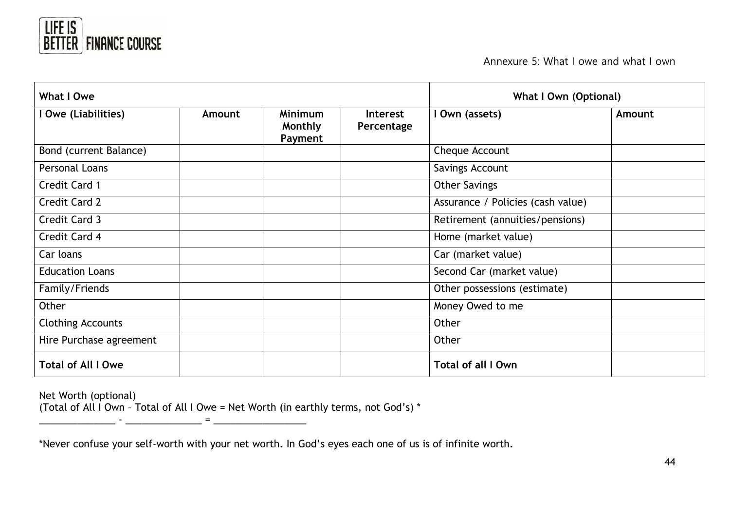LIFE IS BETTER FINANCE COURSE

Annexure 5: What I owe and what I own

| What I Owe | | | | What I Own (Optional) | |
|---|---|---|---|---|---|
| **I Owe (Liabilities)** | **Amount** | **Minimum Monthly Payment** | **Interest Percentage** | **I Own (assets)** | **Amount** |
| Bond (current Balance) | | | | Cheque Account | |
| Personal Loans | | | | Savings Account | |
| Credit Card 1 | | | | Other Savings | |
| Credit Card 2 | | | | Assurance / Policies (cash value) | |
| Credit Card 3 | | | | Retirement (annuities/pensions) | |
| Credit Card 4 | | | | Home (market value) | |
| Car loans | | | | Car (market value) | |
| Education Loans | | | | Second Car (market value) | |
| Family/Friends | | | | Other possessions (estimate) | |
| Other | | | | Money Owed to me | |
| Clothing Accounts | | | | Other | |
| Hire Purchase agreement | | | | Other | |
| **Total of All I Owe** | | | | **Total of all I Own** | |

Net Worth (optional)
(Total of All I Own – Total of All I Owe = Net Worth (in earthly terms, not God's) *
______________ - ______________ = _________________

*Never confuse your self-worth with your net worth. In God's eyes each one of us is of infinite worth.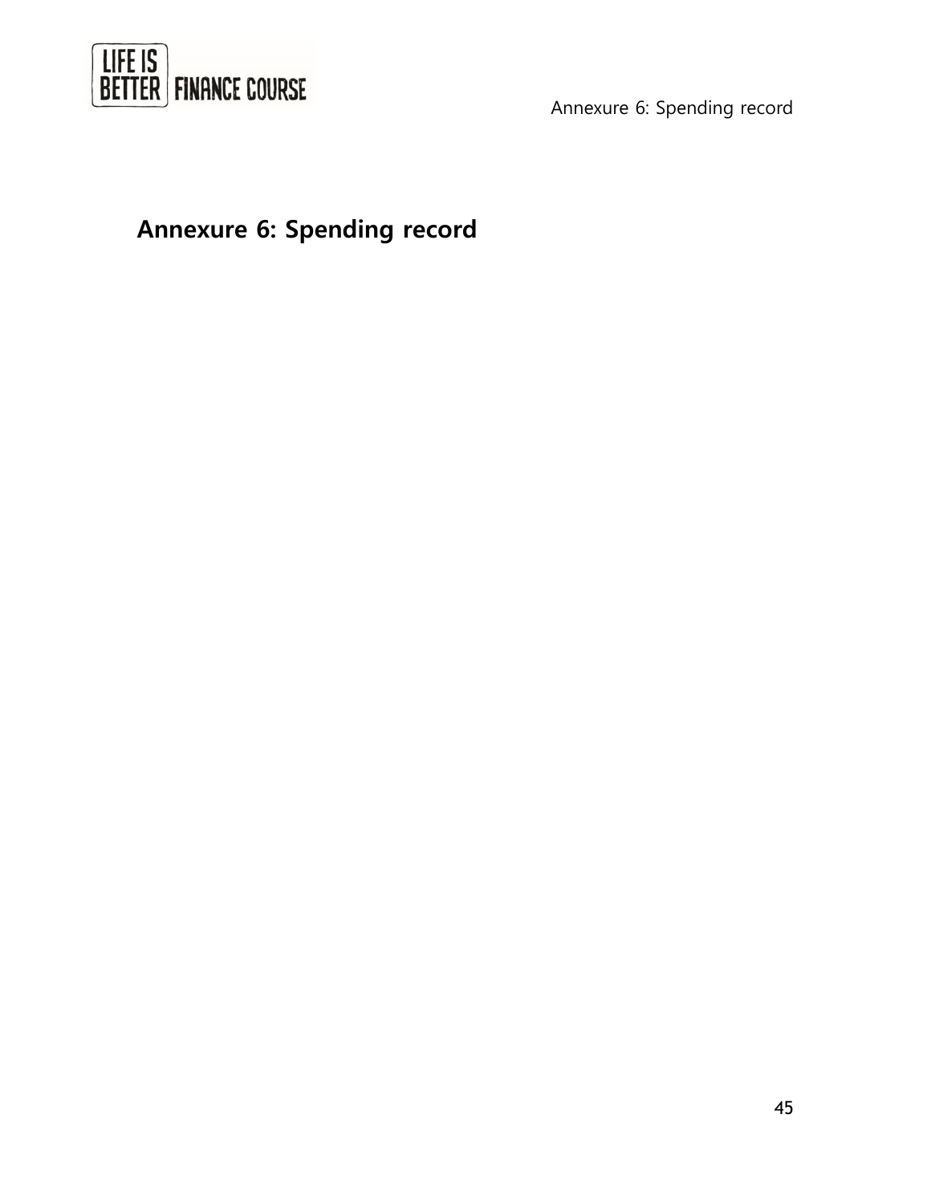## Annexure 6: Spending record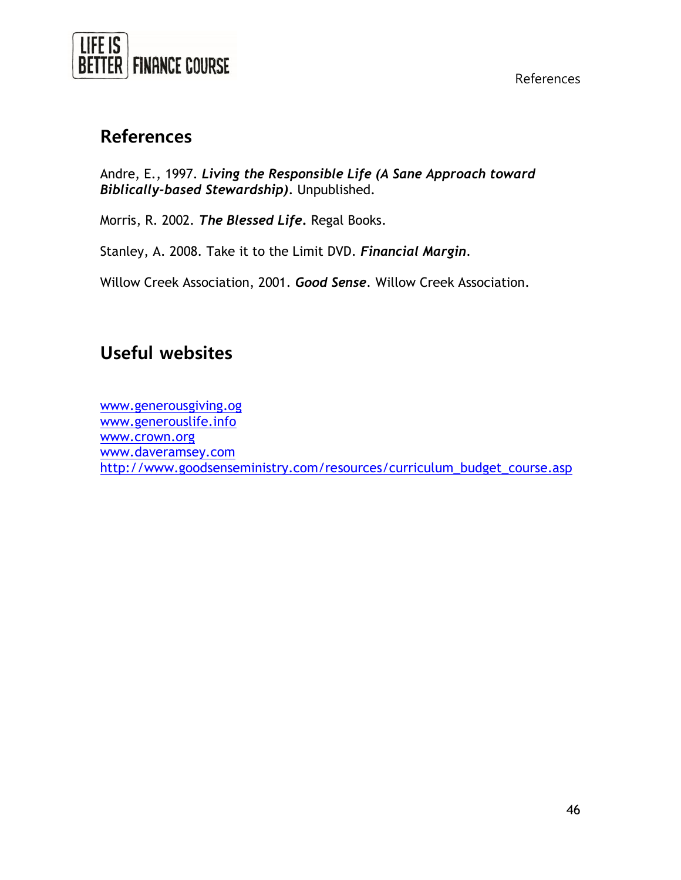## References

Andre, E., 1997. ***Living the Responsible Life (A Sane Approach toward Biblically-based Stewardship)***. Unpublished.

Morris, R. 2002. ***The Blessed Life***. Regal Books.

Stanley, A. 2008. Take it to the Limit DVD. ***Financial Margin***.

Willow Creek Association, 2001. ***Good Sense***. Willow Creek Association.

## Useful websites

www.generousgiving.og
www.generouslife.info
www.crown.org
www.daveramsey.com
http://www.goodsenseministry.com/resources/curriculum_budget_course.asp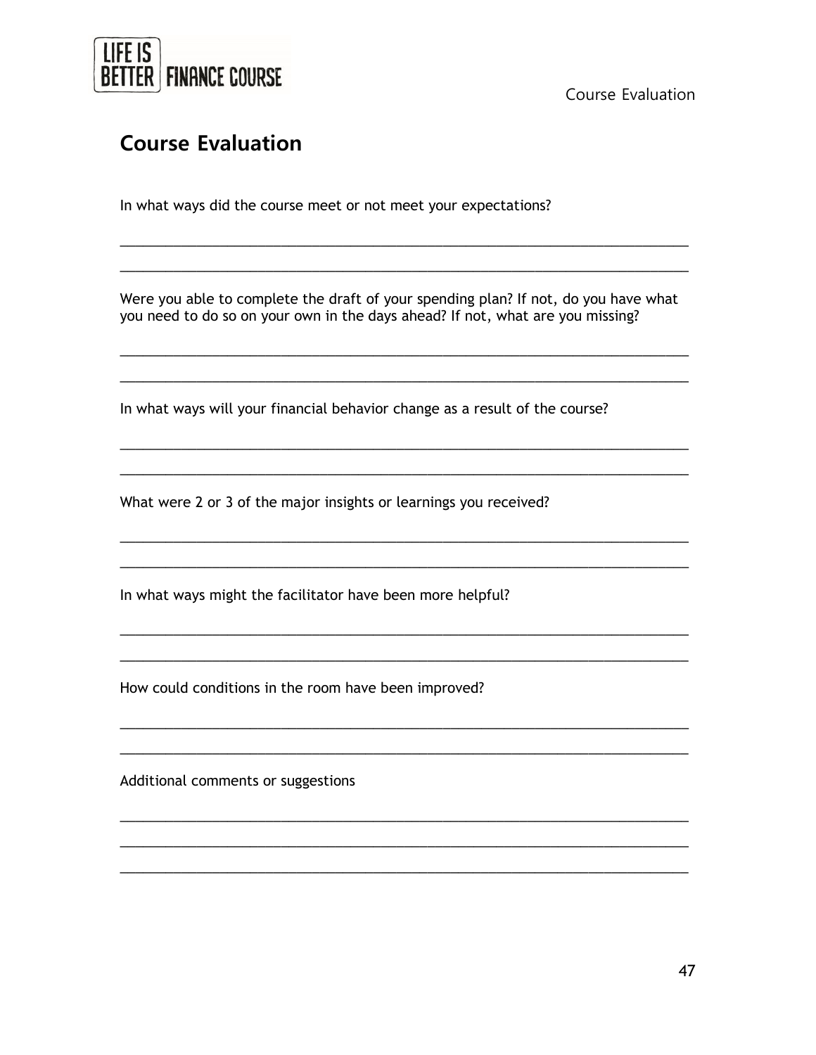## Course Evaluation

In what ways did the course meet or not meet your expectations?

___________________________________________________________________________

___________________________________________________________________________

Were you able to complete the draft of your spending plan? If not, do you have what you need to do so on your own in the days ahead? If not, what are you missing?

___________________________________________________________________________

___________________________________________________________________________

In what ways will your financial behavior change as a result of the course?

___________________________________________________________________________

___________________________________________________________________________

What were 2 or 3 of the major insights or learnings you received?

___________________________________________________________________________

___________________________________________________________________________

In what ways might the facilitator have been more helpful?

___________________________________________________________________________

___________________________________________________________________________

How could conditions in the room have been improved?

___________________________________________________________________________

___________________________________________________________________________

Additional comments or suggestions

___________________________________________________________________________

___________________________________________________________________________

___________________________________________________________________________